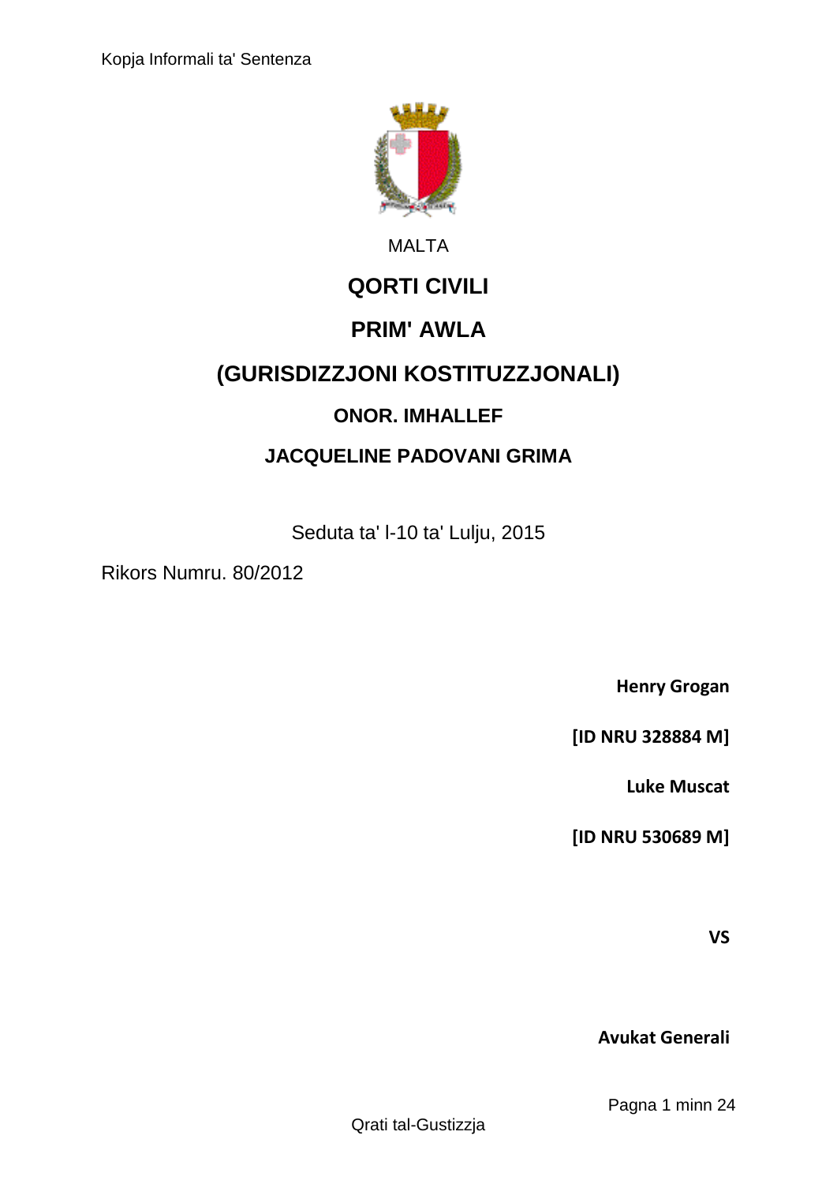Kopja Informali ta' Sentenza

MALTA

# QORTI CIVILI

# PRIM' AWLA

# (GURISDIZZJONI KOSTITUZZJONALI)

## ONOR. IMHALLEF

## JACQUELINE PADOVANI GRIMA

Seduta ta' l-10 ta' Lulju, 2015

Rikors Numru. 80/2012

**Henry Grogan**

**[ID NRU 328884 M]**

**Luke Muscat**

**[ID NRU 530689 M]**

**VS**

**Avukat Generali**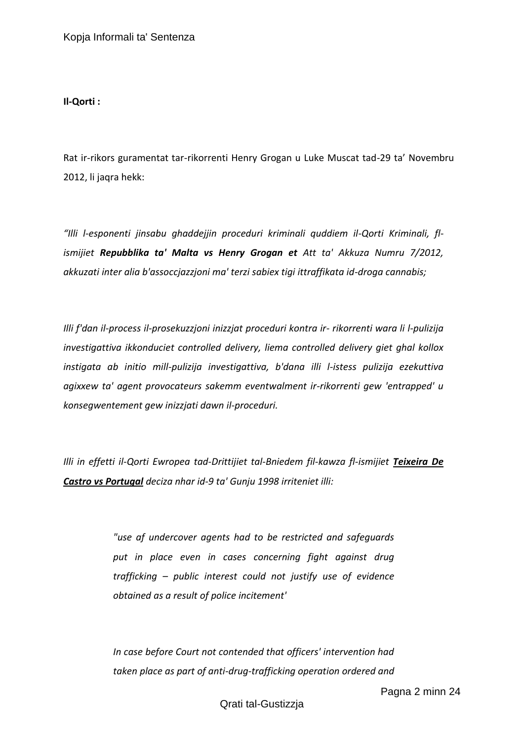**Il-Qorti :**

Rat ir-rikors guramentat tar-rikorrenti Henry Grogan u Luke Muscat tad-29 ta' Novembru 2012, li jaqra hekk:

*"Illi l-esponenti jinsabu ghaddejjin proceduri kriminali quddiem il-Qorti Kriminali, fl-ismijiet **Repubblika ta' Malta vs Henry Grogan et** Att ta' Akkuza Numru 7/2012, akkuzati inter alia b'assoccjazzjoni ma' terzi sabiex tigi ittraffikata id-droga cannabis;*

*Illi f'dan il-process il-prosekuzzjoni inizzjat proceduri kontra ir- rikorrenti wara li l-pulizija investigattiva ikkonduciet controlled delivery, liema controlled delivery giet ghal kollox instigata ab initio mill-pulizija investigattiva, b'dana illi l-istess pulizija ezekuttiva agixxew ta' agent provocateurs sakemm eventwalment ir-rikorrenti gew 'entrapped' u konsegwentement gew inizzjati dawn il-proceduri.*

*Illi in effetti il-Qorti Ewropea tad-Drittijiet tal-Bniedem fil-kawza fl-ismijiet **Teixeira De Castro vs Portugal** deciza nhar id-9 ta' Gunju 1998 irriteniet illi:*

> *"use af undercover agents had to be restricted and safeguards put in place even in cases concerning fight against drug trafficking – public interest could not justify use of evidence obtained as a result of police incitement'*
>
> *In case before Court not contended that officers' intervention had taken place as part of anti-drug-trafficking operation ordered and*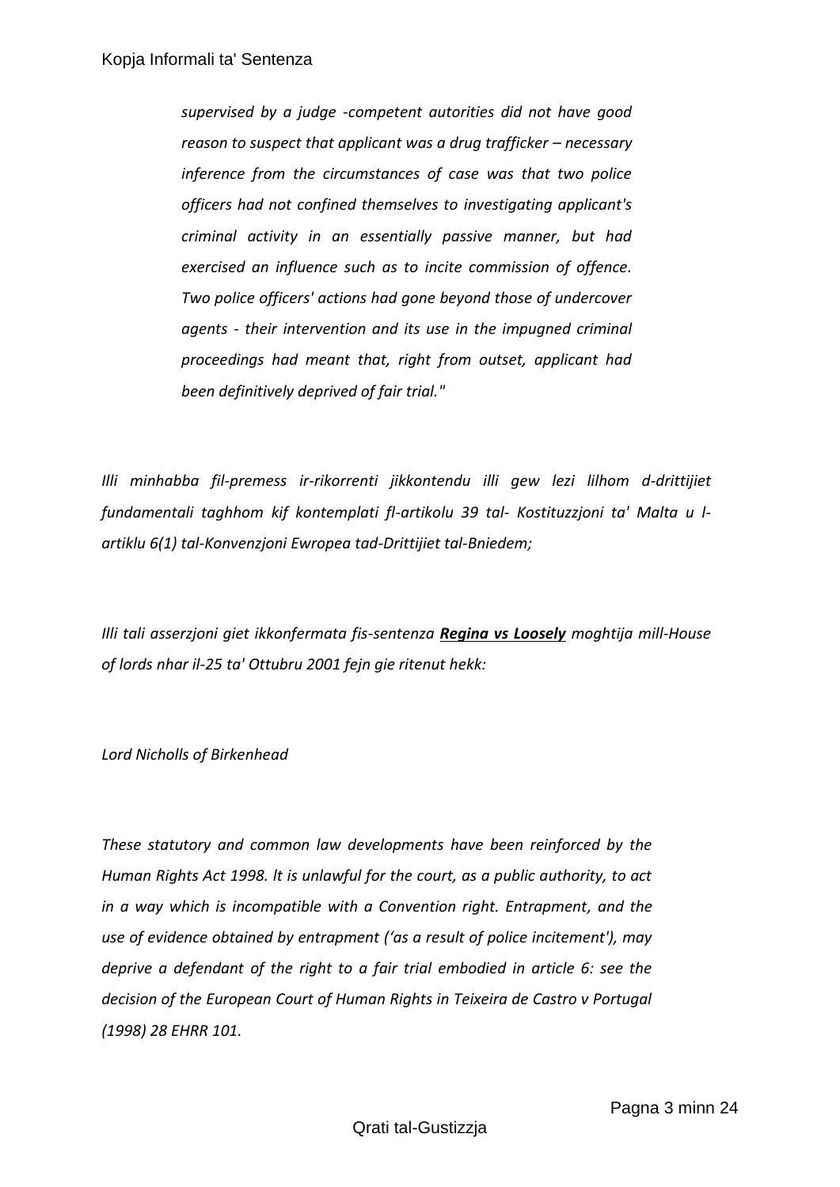> *supervised by a judge -competent autorities did not have good reason to suspect that applicant was a drug trafficker – necessary inference from the circumstances of case was that two police officers had not confined themselves to investigating applicant's criminal activity in an essentially passive manner, but had exercised an influence such as to incite commission of offence. Two police officers' actions had gone beyond those of undercover agents - their intervention and its use in the impugned criminal proceedings had meant that, right from outset, applicant had been definitively deprived of fair trial."*

*Illi minhabba fil-premess ir-rikorrenti jikkontendu illi gew lezi lilhom d-drittijiet fundamentali taghhom kif kontemplati fl-artikolu 39 tal- Kostituzzjoni ta' Malta u l-artiklu 6(1) tal-Konvenzjoni Ewropea tad-Drittijiet tal-Bniedem;*

*Illi tali asserzjoni giet ikkonfermata fis-sentenza **Regina vs Loosely** moghtija mill-House of lords nhar il-25 ta' Ottubru 2001 fejn gie ritenut hekk:*

*Lord Nicholls of Birkenhead*

*These statutory and common law developments have been reinforced by the Human Rights Act 1998. lt is unlawful for the court, as a public authority, to act in a way which is incompatible with a Convention right. Entrapment, and the use of evidence obtained by entrapment ('as a result of police incitement'), may deprive a defendant of the right to a fair trial embodied in article 6: see the decision of the European Court of Human Rights in Teixeira de Castro v Portugal (1998) 28 EHRR 101.*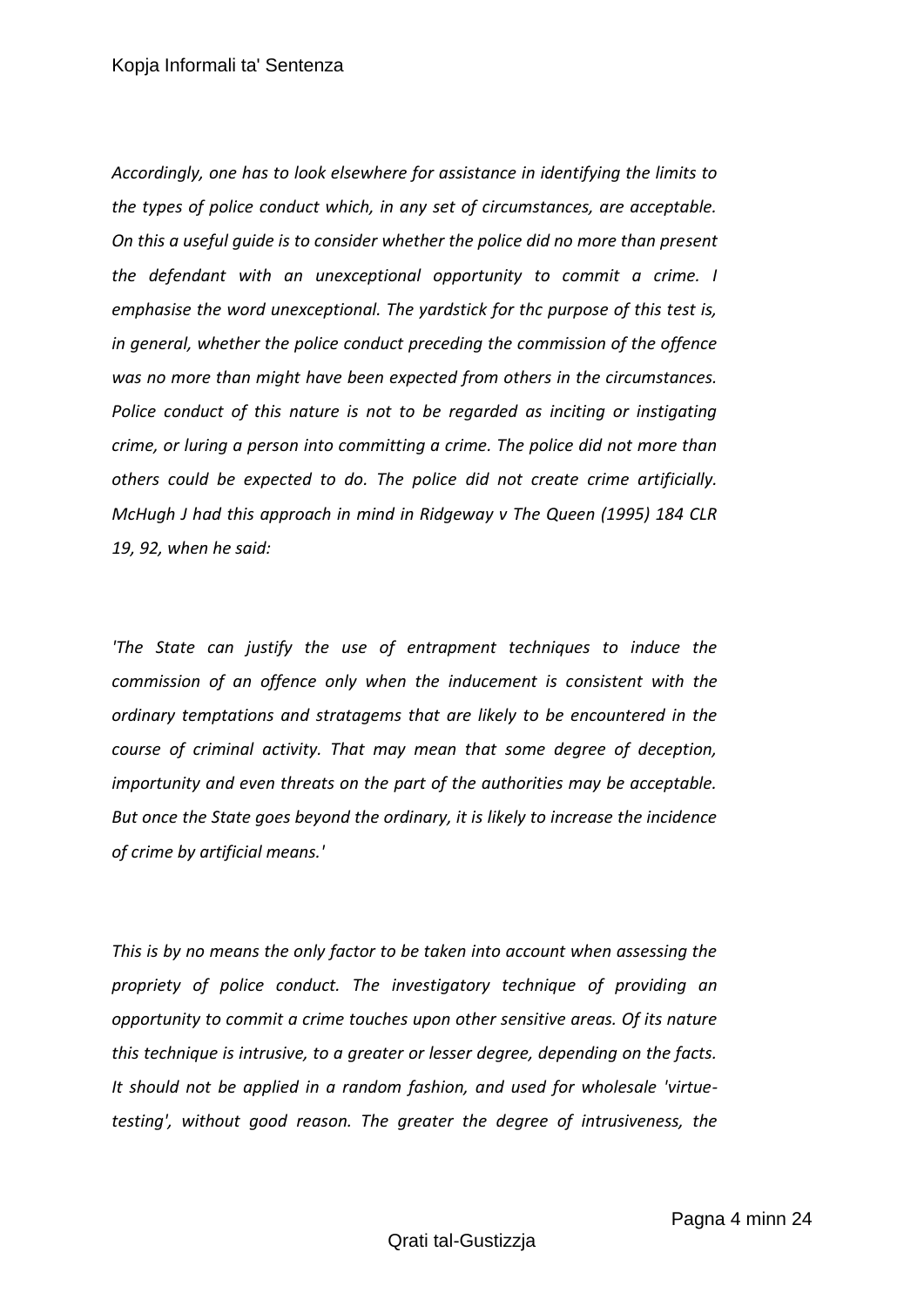*Accordingly, one has to look elsewhere for assistance in identifying the limits to the types of police conduct which, in any set of circumstances, are acceptable. On this a useful guide is to consider whether the police did no more than present the defendant with an unexceptional opportunity to commit a crime. I emphasise the word unexceptional. The yardstick for thc purpose of this test is, in general, whether the police conduct preceding the commission of the offence was no more than might have been expected from others in the circumstances. Police conduct of this nature is not to be regarded as inciting or instigating crime, or luring a person into committing a crime. The police did not more than others could be expected to do. The police did not create crime artificially. McHugh J had this approach in mind in Ridgeway v The Queen (1995) 184 CLR 19, 92, when he said:*

*'The State can justify the use of entrapment techniques to induce the commission of an offence only when the inducement is consistent with the ordinary temptations and stratagems that are likely to be encountered in the course of criminal activity. That may mean that some degree of deception, importunity and even threats on the part of the authorities may be acceptable. But once the State goes beyond the ordinary, it is likely to increase the incidence of crime by artificial means.'*

*This is by no means the only factor to be taken into account when assessing the propriety of police conduct. The investigatory technique of providing an opportunity to commit a crime touches upon other sensitive areas. Of its nature this technique is intrusive, to a greater or lesser degree, depending on the facts. It should not be applied in a random fashion, and used for wholesale 'virtue-testing', without good reason. The greater the degree of intrusiveness, the*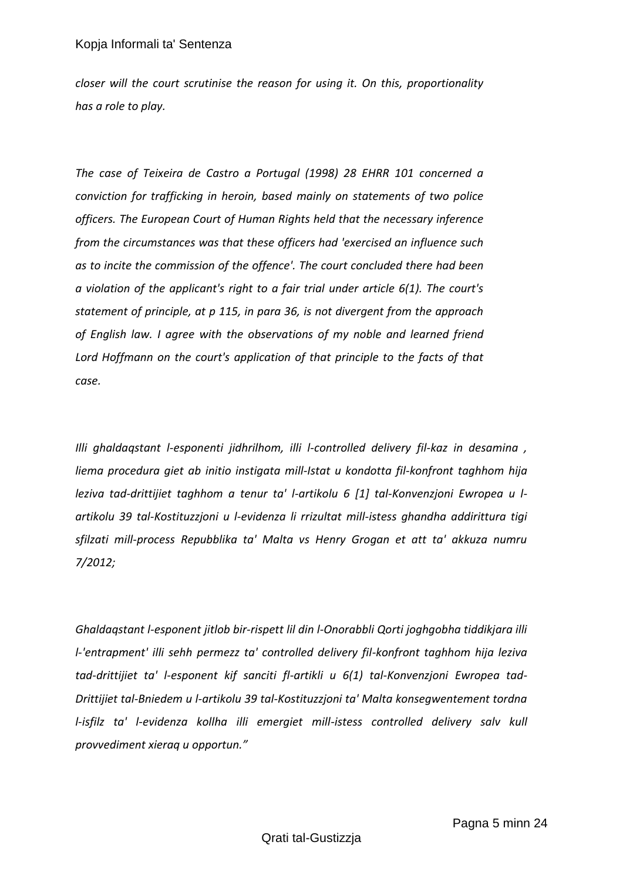*closer will the court scrutinise the reason for using it. On this, proportionality has a role to play.*

*The case of Teixeira de Castro a Portugal (1998) 28 EHRR 101 concerned a conviction for trafficking in heroin, based mainly on statements of two police officers. The European Court of Human Rights held that the necessary inference from the circumstances was that these officers had 'exercised an influence such as to incite the commission of the offence'. The court concluded there had been a violation of the applicant's right to a fair trial under article 6(1). The court's statement of principle, at p 115, in para 36, is not divergent from the approach of English law. I agree with the observations of my noble and learned friend Lord Hoffmann on the court's application of that principle to the facts of that case.*

*Illi ghaldaqstant l-esponenti jidhrilhom, illi l-controlled delivery fil-kaz in desamina , liema procedura giet ab initio instigata mill-Istat u kondotta fil-konfront taghhom hija leziva tad-drittijiet taghhom a tenur ta' l-artikolu 6 [1] tal-Konvenzjoni Ewropea u l-artikolu 39 tal-Kostituzzjoni u l-evidenza li rrizultat mill-istess ghandha addirittura tigi sfilzati mill-process Repubblika ta' Malta vs Henry Grogan et att ta' akkuza numru 7/2012;*

*Ghaldaqstant l-esponent jitlob bir-rispett lil din l-Onorabbli Qorti joghgobha tiddikjara illi l-'entrapment' illi sehh permezz ta' controlled delivery fil-konfront taghhom hija leziva tad-drittijiet ta' l-esponent kif sanciti fl-artikli u 6(1) tal-Konvenzjoni Ewropea tad-Drittijiet tal-Bniedem u l-artikolu 39 tal-Kostituzzjoni ta' Malta konsegwentement tordna l-isfilz ta' l-evidenza kollha illi emergiet mill-istess controlled delivery salv kull provvediment xieraq u opportun."*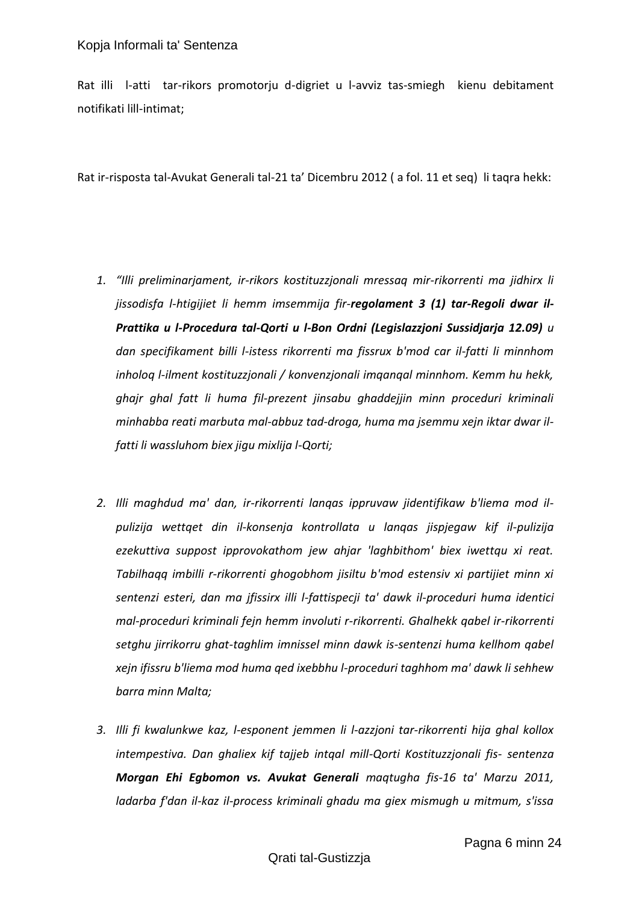Rat illi l-atti tar-rikors promotorju d-digriet u l-avviz tas-smiegh kienu debitament notifikati lill-intimat;

Rat ir-risposta tal-Avukat Generali tal-21 ta' Dicembru 2012 ( a fol. 11 et seq) li taqra hekk:

1. *"Illi preliminarjament, ir-rikors kostituzzjonali mressaq mir-rikorrenti ma jidhirx li jissodisfa l-htigijiet li hemm imsemmija fir-**regolament 3 (1) tar-Regoli dwar il-Prattika u l-Procedura tal-Qorti u l-Bon Ordni (Legislazzjoni Sussidjarja 12.09)** u dan specifikament billi l-istess rikorrenti ma fissrux b'mod car il-fatti li minnhom inholoq l-ilment kostituzzjonali / konvenzjonali imqanqal minnhom. Kemm hu hekk, ghajr ghal fatt li huma fil-prezent jinsabu ghaddejjin minn proceduri kriminali minhabba reati marbuta mal-abbuz tad-droga, huma ma jsemmu xejn iktar dwar il-fatti li wassluhom biex jigu mixlija l-Qorti;*

2. *Illi maghdud ma' dan, ir-rikorrenti lanqas ippruvaw jidentifikaw b'liema mod il-pulizija wettqet din il-konsenja kontrollata u lanqas jispjegaw kif il-pulizija ezekuttiva suppost ipprovokathom jew ahjar 'laghbithom' biex iwettqu xi reat. Tabilhaqq imbilli r-rikorrenti ghogobhom jisiltu b'mod estensiv xi partijiet minn xi sentenzi esteri, dan ma jfissirx illi l-fattispecji ta' dawk il-proceduri huma identici mal-proceduri kriminali fejn hemm involuti r-rikorrenti. Ghalhekk qabel ir-rikorrenti setghu jirrikorru ghat-taghlim imnissel minn dawk is-sentenzi huma kellhom qabel xejn ifissru b'liema mod huma qed ixebbhu l-proceduri taghhom ma' dawk li sehhew barra minn Malta;*

3. *Illi fi kwalunkwe kaz, l-esponent jemmen li l-azzjoni tar-rikorrenti hija ghal kollox intempestiva. Dan ghaliex kif tajjeb intqal mill-Qorti Kostituzzjonali fis- sentenza **Morgan Ehi Egbomon vs. Avukat Generali** maqtugha fis-16 ta' Marzu 2011, ladarba f'dan il-kaz il-process kriminali ghadu ma giex mismugh u mitmum, s'issa*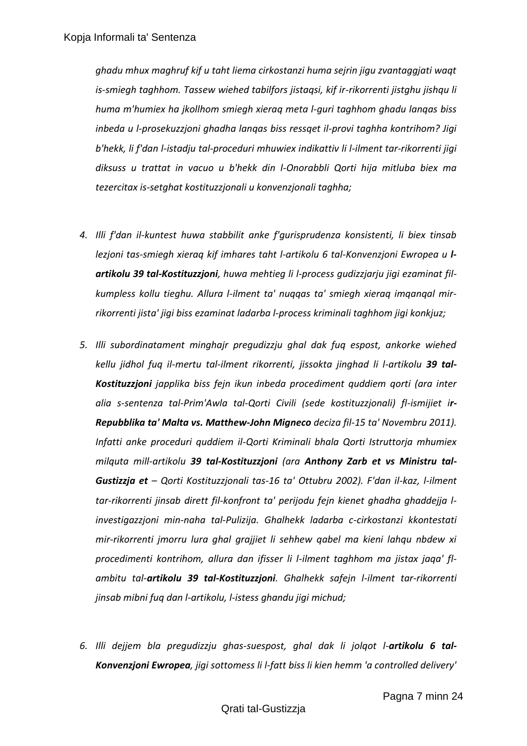*ghadu mhux maghruf kif u taht liema cirkostanzi huma sejrin jigu zvantaggjati waqt is-smiegh taghhom. Tassew wiehed tabilfors jistaqsi, kif ir-rikorrenti jistghu jishqu li huma m'humiex ha jkollhom smiegh xieraq meta l-guri taghhom ghadu lanqas biss inbeda u l-prosekuzzjoni ghadha lanqas biss ressqet il-provi taghha kontrihom? Jigi b'hekk, li f'dan l-istadju tal-proceduri mhuwiex indikattiv li l-ilment tar-rikorrenti jigi diksuss u trattat in vacuo u b'hekk din l-Onorabbli Qorti hija mitluba biex ma tezercitax is-setghat kostituzzjonali u konvenzjonali taghha;*

4. *Illi f'dan il-kuntest huwa stabbilit anke f'gurisprudenza konsistenti, li biex tinsab lezjoni tas-smiegh xieraq kif imhares taht l-artikolu 6 tal-Konvenzjoni Ewropea u **l-artikolu 39 tal-Kostituzzjoni**, huwa mehtieg li l-process gudizzjarju jigi ezaminat fil-kumpless kollu tieghu. Allura l-ilment ta' nuqqas ta' smiegh xieraq imqanqal mir-rikorrenti jista' jigi biss ezaminat ladarba l-process kriminali taghhom jigi konkjuz;*

5. *Illi subordinatament minghajr pregudizzju ghal dak fuq espost, ankorke wiehed kellu jidhol fuq il-mertu tal-ilment rikorrenti, jissokta jinghad li l-artikolu **39 tal-Kostituzzjoni** japplika biss fejn ikun inbeda procediment quddiem qorti (ara inter alia s-sentenza tal-Prim'Awla tal-Qorti Civili (sede kostituzzjonali) fl-ismijiet **ir-Repubblika ta' Malta vs. Matthew-John Migneco** deciza fil-15 ta' Novembru 2011). Infatti anke proceduri quddiem il-Qorti Kriminali bhala Qorti Istruttorja mhumiex milquta mill-artikolu **39 tal-Kostituzzjoni** (ara **Anthony Zarb et vs Ministru tal-Gustizzja et** – Qorti Kostituzzjonali tas-16 ta' Ottubru 2002). F'dan il-kaz, l-ilment tar-rikorrenti jinsab dirett fil-konfront ta' perijodu fejn kienet ghadha ghaddejja l-investigazzjoni min-naha tal-Pulizija. Ghalhekk ladarba c-cirkostanzi kkontestati mir-rikorrenti jmorru lura ghal grajjiet li sehhew qabel ma kieni lahqu nbdew xi procedimenti kontrihom, allura dan ifisser li l-ilment taghhom ma jistax jaqa' fl-ambitu tal-**artikolu 39 tal-Kostituzzjoni**. Ghalhekk safejn l-ilment tar-rikorrenti jinsab mibni fuq dan l-artikolu, l-istess ghandu jigi michud;*

6. *Illi dejjem bla pregudizzju ghas-suespost, ghal dak li jolqot l-**artikolu 6 tal-Konvenzjoni Ewropea**, jigi sottomess li l-fatt biss li kien hemm 'a controlled delivery'*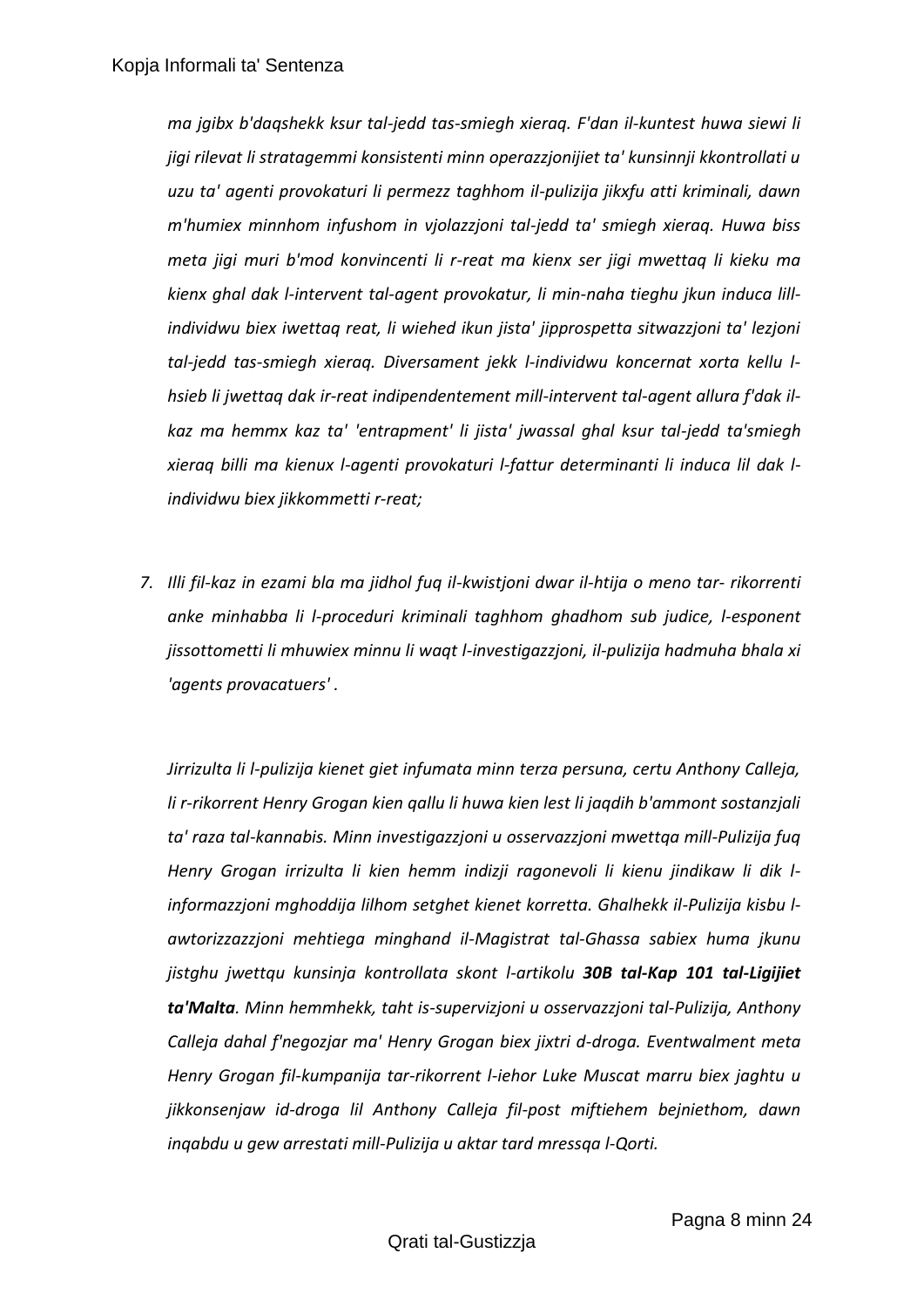*ma jgibx b'daqshekk ksur tal-jedd tas-smiegh xieraq. F'dan il-kuntest huwa siewi li jigi rilevat li stratagemmi konsistenti minn operazzjonijiet ta' kunsinnji kkontrollati u uzu ta' agenti provokaturi li permezz taghhom il-pulizija jikxfu atti kriminali, dawn m'humiex minnhom infushom in vjolazzjoni tal-jedd ta' smiegh xieraq. Huwa biss meta jigi muri b'mod konvincenti li r-reat ma kienx ser jigi mwettaq li kieku ma kienx ghal dak l-intervent tal-agent provokatur, li min-naha tieghu jkun induca lill-individwu biex iwettaq reat, li wiehed ikun jista' jipprospetta sitwazzjoni ta' lezjoni tal-jedd tas-smiegh xieraq. Diversament jekk l-individwu koncernat xorta kellu l-hsieb li jwettaq dak ir-reat indipendentement mill-intervent tal-agent allura f'dak il-kaz ma hemmx kaz ta' 'entrapment' li jista' jwassal ghal ksur tal-jedd ta'smiegh xieraq billi ma kienux l-agenti provokaturi l-fattur determinanti li induca lil dak l-individwu biex jikkommetti r-reat;*

7. *Illi fil-kaz in ezami bla ma jidhol fuq il-kwistjoni dwar il-htija o meno tar- rikorrenti anke minhabba li l-proceduri kriminali taghhom ghadhom sub judice, l-esponent jissottometti li mhuwiex minnu li waqt l-investigazzjoni, il-pulizija hadmuha bhala xi 'agents provacatuers' .*

   *Jirrizulta li l-pulizija kienet giet infumata minn terza persuna, certu Anthony Calleja, li r-rikorrent Henry Grogan kien qallu li huwa kien lest li jaqdih b'ammont sostanzjali ta' raza tal-kannabis. Minn investigazzjoni u osservazzjoni mwettqa mill-Pulizija fuq Henry Grogan irrizulta li kien hemm indizji ragonevoli li kienu jindikaw li dik l-informazzjoni mghoddija lilhom setghet kienet korretta. Ghalhekk il-Pulizija kisbu l-awtorizzazzjoni mehtiega minghand il-Magistrat tal-Ghassa sabiex huma jkunu jistghu jwettqu kunsinja kontrollata skont l-artikolu* ***30B tal-Kap 101 tal-Ligijiet ta'Malta****. Minn hemmhekk, taht is-supervizjoni u osservazzjoni tal-Pulizija, Anthony Calleja dahal f'negozjar ma' Henry Grogan biex jixtri d-droga. Eventwalment meta Henry Grogan fil-kumpanija tar-rikorrent l-iehor Luke Muscat marru biex jaghtu u jikkonsenjaw id-droga lil Anthony Calleja fil-post miftiehem bejniethom, dawn inqabdu u gew arrestati mill-Pulizija u aktar tard mressqa l-Qorti.*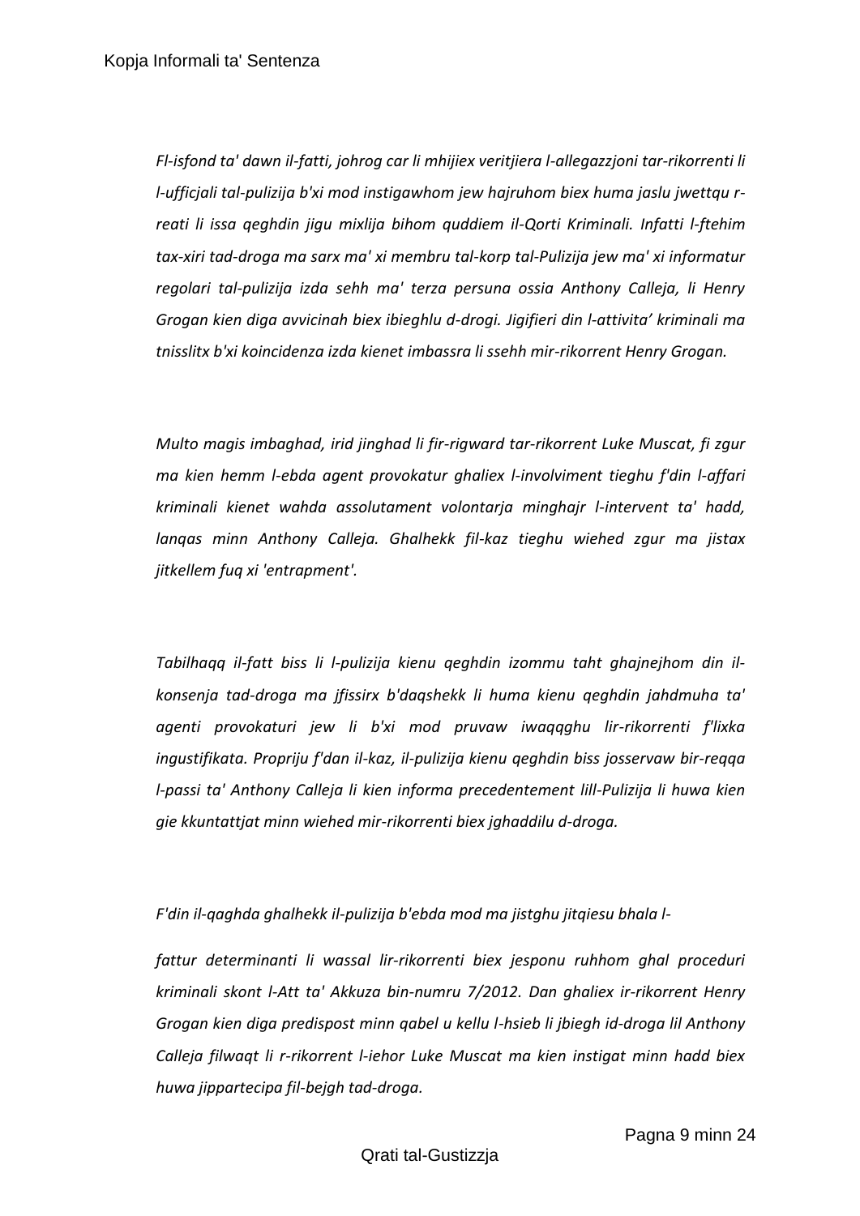*Fl-isfond ta' dawn il-fatti, johrog car li mhijiex veritjiera l-allegazzjoni tar-rikorrenti li l-ufficjali tal-pulizija b'xi mod instigawhom jew hajruhom biex huma jaslu jwettqu r-reati li issa qeghdin jigu mixlija bihom quddiem il-Qorti Kriminali. Infatti l-ftehim tax-xiri tad-droga ma sarx ma' xi membru tal-korp tal-Pulizija jew ma' xi informatur regolari tal-pulizija izda sehh ma' terza persuna ossia Anthony Calleja, li Henry Grogan kien diga avvicinah biex ibieghlu d-drogi. Jigifieri din l-attivita' kriminali ma tnisslitx b'xi koincidenza izda kienet imbassra li ssehh mir-rikorrent Henry Grogan.*

*Multo magis imbaghad, irid jinghad li fir-rigward tar-rikorrent Luke Muscat, fi zgur ma kien hemm l-ebda agent provokatur ghaliex l-involviment tieghu f'din l-affari kriminali kienet wahda assolutament volontarja minghajr l-intervent ta' hadd, lanqas minn Anthony Calleja. Ghalhekk fil-kaz tieghu wiehed zgur ma jistax jitkellem fuq xi 'entrapment'.*

*Tabilhaqq il-fatt biss li l-pulizija kienu qeghdin izommu taht ghajnejhom din il-konsenja tad-droga ma jfissirx b'daqshekk li huma kienu qeghdin jahdmuha ta' agenti provokaturi jew li b'xi mod pruvaw iwaqqghu lir-rikorrenti f'lixka ingustifikata. Propriju f'dan il-kaz, il-pulizija kienu qeghdin biss josservaw bir-reqqa l-passi ta' Anthony Calleja li kien informa precedentement lill-Pulizija li huwa kien gie kkuntattjat minn wiehed mir-rikorrenti biex jghaddilu d-droga.*

*F'din il-qaghda ghalhekk il-pulizija b'ebda mod ma jistghu jitqiesu bhala l-fattur determinanti li wassal lir-rikorrenti biex jesponu ruhhom ghal proceduri kriminali skont l-Att ta' Akkuza bin-numru 7/2012. Dan ghaliex ir-rikorrent Henry Grogan kien diga predispost minn qabel u kellu l-hsieb li jbiegh id-droga lil Anthony Calleja filwaqt li r-rikorrent l-iehor Luke Muscat ma kien instigat minn hadd biex huwa jippartecipa fil-bejgh tad-droga.*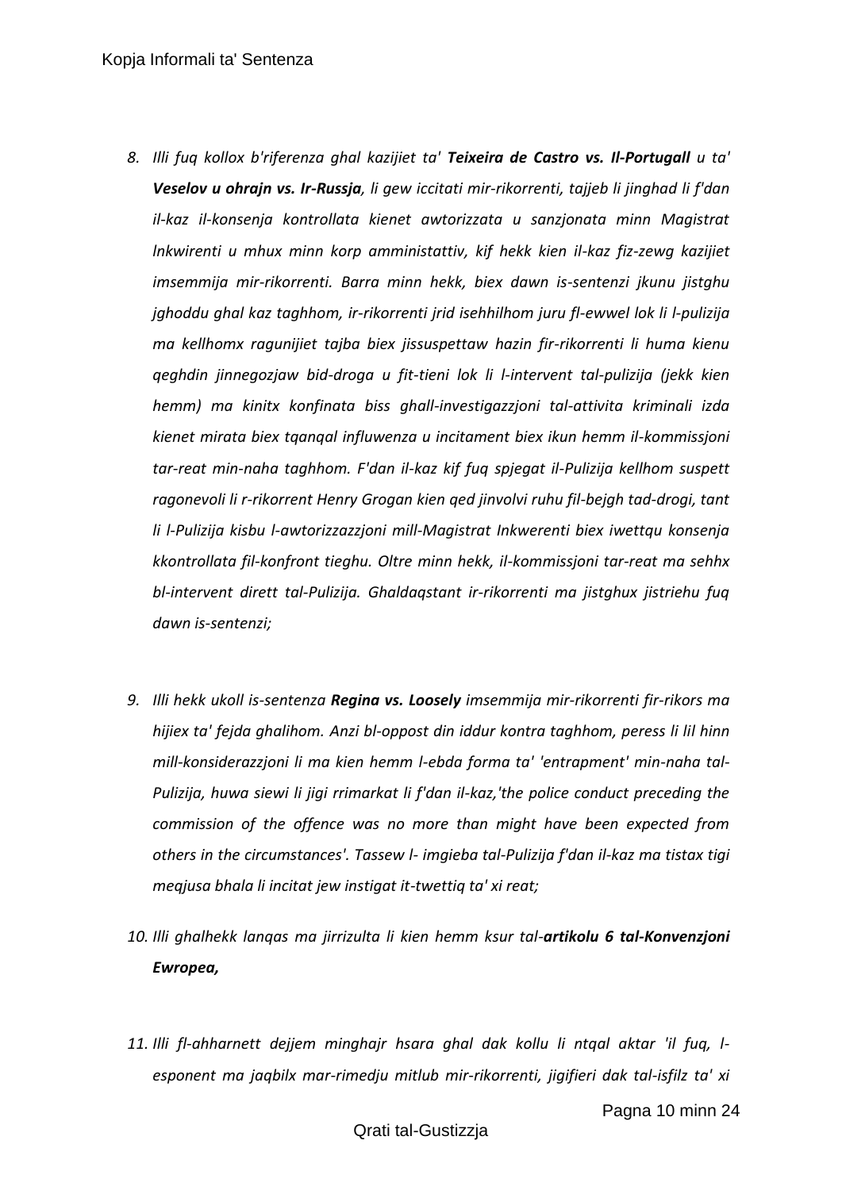8. *Illi fuq kollox b'riferenza ghal kazijiet ta'* ***Teixeira de Castro vs. Il-Portugall*** *u ta'* ***Veselov u ohrajn vs. Ir-Russja****, li gew iccitati mir-rikorrenti, tajjeb li jinghad li f'dan il-kaz il-konsenja kontrollata kienet awtorizzata u sanzjonata minn Magistrat lnkwirenti u mhux minn korp amministattiv, kif hekk kien il-kaz fiz-zewg kazijiet imsemmija mir-rikorrenti. Barra minn hekk, biex dawn is-sentenzi jkunu jistghu jghoddu ghal kaz taghhom, ir-rikorrenti jrid isehhilhom juru fl-ewwel lok li l-pulizija ma kellhomx ragunijiet tajba biex jissuspettaw hazin fir-rikorrenti li huma kienu qeghdin jinnegozjaw bid-droga u fit-tieni lok li l-intervent tal-pulizija (jekk kien hemm) ma kinitx konfinata biss ghall-investigazzjoni tal-attivita kriminali izda kienet mirata biex tqanqal influwenza u incitament biex ikun hemm il-kommissjoni tar-reat min-naha taghhom. F'dan il-kaz kif fuq spjegat il-Pulizija kellhom suspett ragonevoli li r-rikorrent Henry Grogan kien qed jinvolvi ruhu fil-bejgh tad-drogi, tant li l-Pulizija kisbu l-awtorizzazzjoni mill-Magistrat Inkwerenti biex iwettqu konsenja kkontrollata fil-konfront tieghu. Oltre minn hekk, il-kommissjoni tar-reat ma sehhx bl-intervent dirett tal-Pulizija. Ghaldaqstant ir-rikorrenti ma jistghux jistriehu fuq dawn is-sentenzi;*

9. *Illi hekk ukoll is-sentenza* ***Regina vs. Loosely*** *imsemmija mir-rikorrenti fir-rikors ma hijiex ta' fejda ghalihom. Anzi bl-oppost din iddur kontra taghhom, peress li lil hinn mill-konsiderazzjoni li ma kien hemm l-ebda forma ta' 'entrapment' min-naha tal-Pulizija, huwa siewi li jigi rrimarkat li f'dan il-kaz,'the police conduct preceding the commission of the offence was no more than might have been expected from others in the circumstances'. Tassew l- imgieba tal-Pulizija f'dan il-kaz ma tistax tigi meqjusa bhala li incitat jew instigat it-twettiq ta' xi reat;*

10. *Illi ghalhekk lanqas ma jirrizulta li kien hemm ksur tal-****artikolu 6 tal-Konvenzjoni Ewropea,***

11. *Illi fl-ahharnett dejjem minghajr hsara ghal dak kollu li ntqal aktar 'il fuq, l-esponent ma jaqbilx mar-rimedju mitlub mir-rikorrenti, jigifieri dak tal-isfilz ta' xi*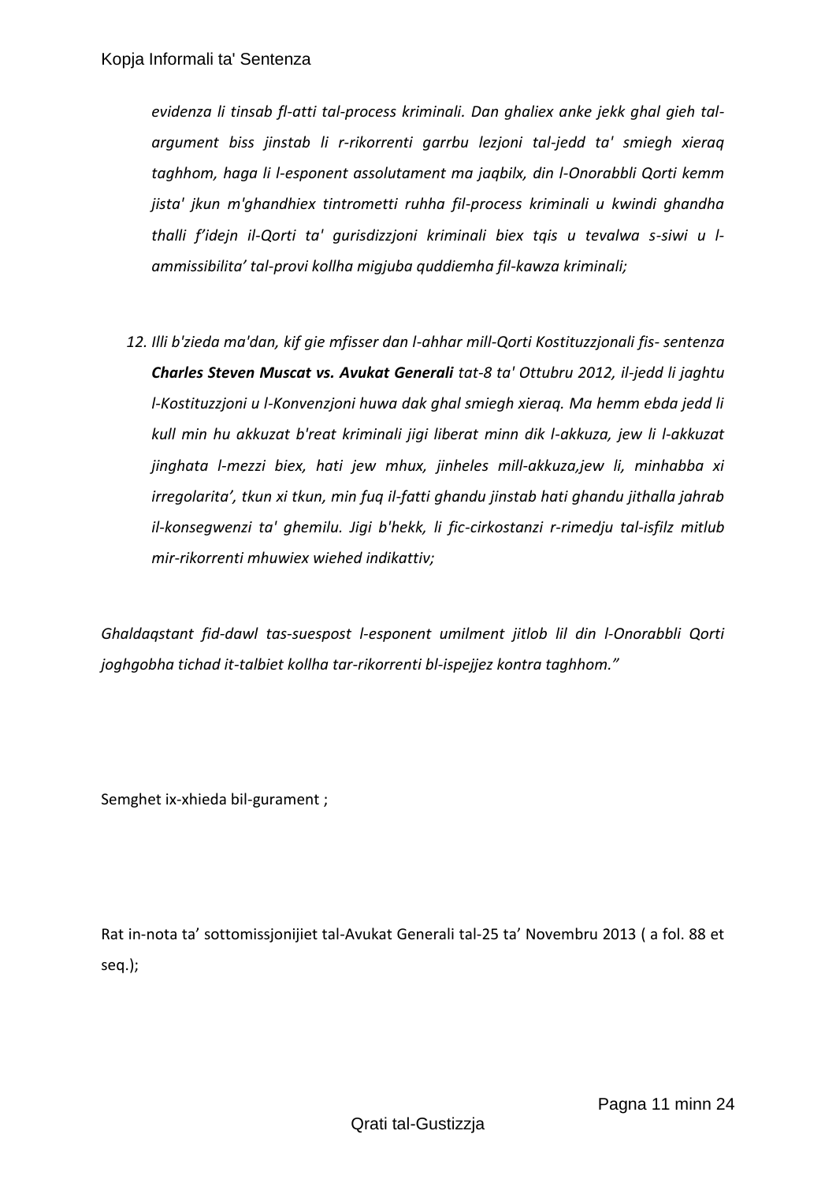*evidenza li tinsab fl-atti tal-process kriminali. Dan ghaliex anke jekk ghal gieh tal-argument biss jinstab li r-rikorrenti garrbu lezjoni tal-jedd ta' smiegh xieraq taghhom, haga li l-esponent assolutament ma jaqbilx, din l-Onorabbli Qorti kemm jista' jkun m'ghandhiex tintrometti ruhha fil-process kriminali u kwindi ghandha thalli f'idejn il-Qorti ta' gurisdizzjoni kriminali biex tqis u tevalwa s-siwi u l-ammissibilita' tal-provi kollha migjuba quddiemha fil-kawza kriminali;*

12. *Illi b'zieda ma'dan, kif gie mfisser dan l-ahhar mill-Qorti Kostituzzjonali fis- sentenza* ***Charles Steven Muscat vs. Avukat Generali*** *tat-8 ta' Ottubru 2012, il-jedd li jaghtu l-Kostituzzjoni u l-Konvenzjoni huwa dak ghal smiegh xieraq. Ma hemm ebda jedd li kull min hu akkuzat b'reat kriminali jigi liberat minn dik l-akkuza, jew li l-akkuzat jinghata l-mezzi biex, hati jew mhux, jinheles mill-akkuza,jew li, minhabba xi irregolarita', tkun xi tkun, min fuq il-fatti ghandu jinstab hati ghandu jithalla jahrab il-konsegwenzi ta' ghemilu. Jigi b'hekk, li fic-cirkostanzi r-rimedju tal-isfilz mitlub mir-rikorrenti mhuwiex wiehed indikattiv;*

*Ghaldaqstant fid-dawl tas-suespost l-esponent umilment jitlob lil din l-Onorabbli Qorti joghgobha tichad it-talbiet kollha tar-rikorrenti bl-ispejjez kontra taghhom."*

Semghet ix-xhieda bil-gurament ;

Rat in-nota ta' sottomissjonijiet tal-Avukat Generali tal-25 ta' Novembru 2013 ( a fol. 88 et seq.);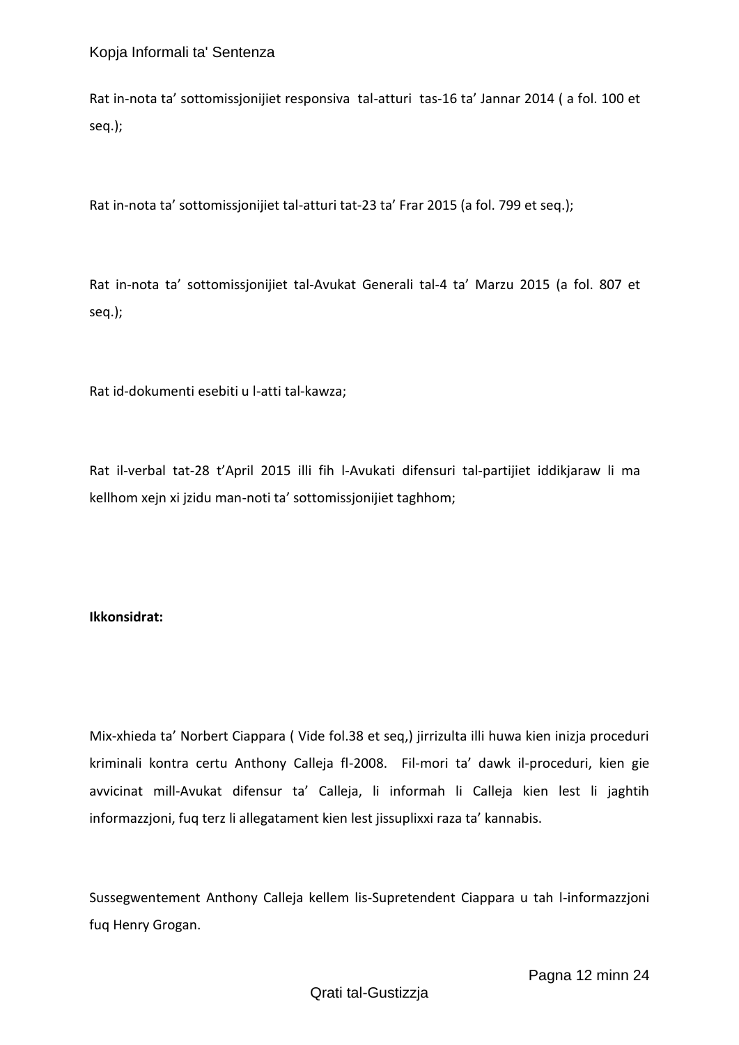Rat in-nota ta' sottomissjonijiet responsiva tal-atturi tas-16 ta' Jannar 2014 ( a fol. 100 et seq.);

Rat in-nota ta' sottomissjonijiet tal-atturi tat-23 ta' Frar 2015 (a fol. 799 et seq.);

Rat in-nota ta' sottomissjonijiet tal-Avukat Generali tal-4 ta' Marzu 2015 (a fol. 807 et seq.);

Rat id-dokumenti esebiti u l-atti tal-kawza;

Rat il-verbal tat-28 t'April 2015 illi fih l-Avukati difensuri tal-partijiet iddikjaraw li ma kellhom xejn xi jzidu man-noti ta' sottomissjonijiet taghhom;

**Ikkonsidrat:**

Mix-xhieda ta' Norbert Ciappara ( Vide fol.38 et seq,) jirrizulta illi huwa kien inizja proceduri kriminali kontra certu Anthony Calleja fl-2008. Fil-mori ta' dawk il-proceduri, kien gie avvicinat mill-Avukat difensur ta' Calleja, li informah li Calleja kien lest li jaghtih informazzjoni, fuq terz li allegatament kien lest jissuplixxi raza ta' kannabis.

Sussegwentement Anthony Calleja kellem lis-Supretendent Ciappara u tah l-informazzjoni fuq Henry Grogan.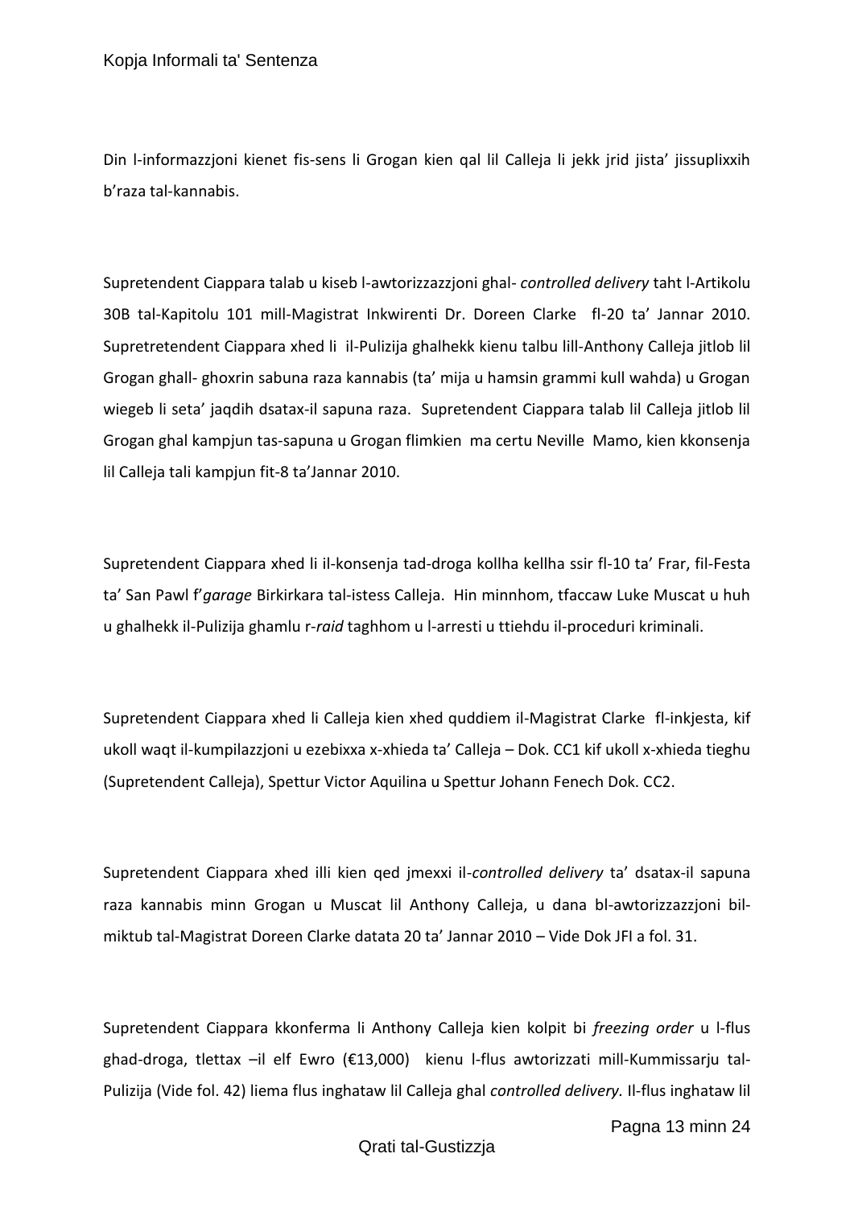Din l-informazzjoni kienet fis-sens li Grogan kien qal lil Calleja li jekk jrid jista' jissuplixxih b'raza tal-kannabis.

Supretendent Ciappara talab u kiseb l-awtorizzazzjoni ghal- *controlled delivery* taht l-Artikolu 30B tal-Kapitolu 101 mill-Magistrat Inkwirenti Dr. Doreen Clarke fl-20 ta' Jannar 2010. Supretretendent Ciappara xhed li il-Pulizija ghalhekk kienu talbu lill-Anthony Calleja jitlob lil Grogan ghall- ghoxrin sabuna raza kannabis (ta' mija u hamsin grammi kull wahda) u Grogan wiegeb li seta' jaqdih dsatax-il sapuna raza. Supretendent Ciappara talab lil Calleja jitlob lil Grogan ghal kampjun tas-sapuna u Grogan flimkien ma certu Neville Mamo, kien kkonsenja lil Calleja tali kampjun fit-8 ta'Jannar 2010.

Supretendent Ciappara xhed li il-konsenja tad-droga kollha kellha ssir fl-10 ta' Frar, fil-Festa ta' San Pawl f'*garage* Birkirkara tal-istess Calleja. Hin minnhom, tfaccaw Luke Muscat u huh u ghalhekk il-Pulizija ghamlu r-*raid* taghhom u l-arresti u ttiehdu il-proceduri kriminali.

Supretendent Ciappara xhed li Calleja kien xhed quddiem il-Magistrat Clarke fl-inkjesta, kif ukoll waqt il-kumpilazzjoni u ezebixxa x-xhieda ta' Calleja – Dok. CC1 kif ukoll x-xhieda tieghu (Supretendent Calleja), Spettur Victor Aquilina u Spettur Johann Fenech Dok. CC2.

Supretendent Ciappara xhed illi kien qed jmexxi il-*controlled delivery* ta' dsatax-il sapuna raza kannabis minn Grogan u Muscat lil Anthony Calleja, u dana bl-awtorizzazzjoni bil-miktub tal-Magistrat Doreen Clarke datata 20 ta' Jannar 2010 – Vide Dok JFI a fol. 31.

Supretendent Ciappara kkonferma li Anthony Calleja kien kolpit bi *freezing order* u l-flus ghad-droga, tlettax –il elf Ewro (€13,000) kienu l-flus awtorizzati mill-Kummissarju tal-Pulizija (Vide fol. 42) liema flus inghataw lil Calleja ghal *controlled delivery.* Il-flus inghataw lil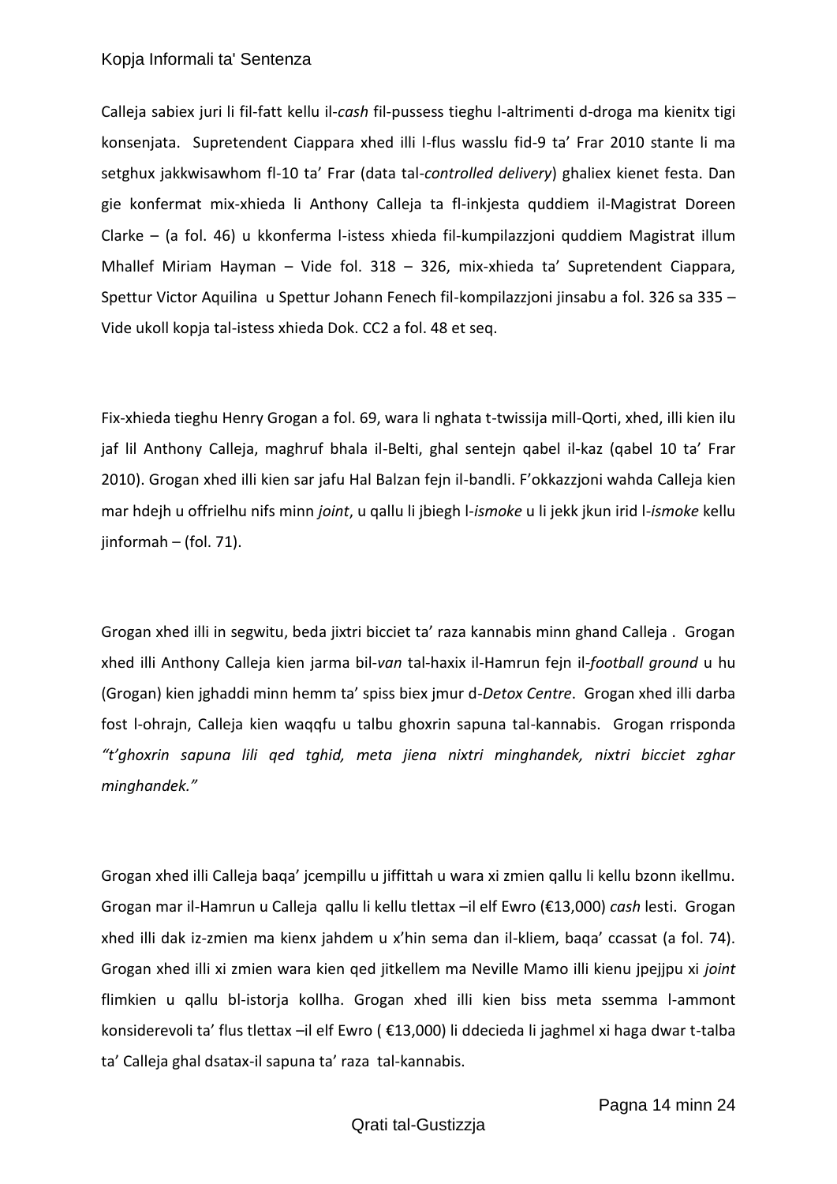Calleja sabiex juri li fil-fatt kellu il-*cash* fil-pussess tiegħu l-altrimenti d-droga ma kienitx tigi konsenjata. Supretendent Ciappara xhed illi l-flus wasslu fid-9 ta' Frar 2010 stante li ma setgħux jakkwisawhom fl-10 ta' Frar (data tal-*controlled delivery*) għaliex kienet festa. Dan gie konfermat mix-xhieda li Anthony Calleja ta fl-inkjesta quddiem il-Magistrat Doreen Clarke – (a fol. 46) u kkonferma l-istess xhieda fil-kumpilazzjoni quddiem Magistrat illum Mhallef Miriam Hayman – Vide fol. 318 – 326, mix-xhieda ta' Supretendent Ciappara, Spettur Victor Aquilina u Spettur Johann Fenech fil-kompilazzjoni jinsabu a fol. 326 sa 335 – Vide ukoll kopja tal-istess xhieda Dok. CC2 a fol. 48 et seq.

Fix-xhieda tiegħu Henry Grogan a fol. 69, wara li ngħata t-twissija mill-Qorti, xhed, illi kien ilu jaf lil Anthony Calleja, magħruf bħala il-Belti, għal sentejn qabel il-kaz (qabel 10 ta' Frar 2010). Grogan xhed illi kien sar jafu Ħal Balzan fejn il-bandli. F'okkazzjoni waħda Calleja kien mar ħdejh u offrielhu nifs minn *joint*, u qallu li jbiegħ l-*ismoke* u li jekk jkun irid l-*ismoke* kellu jinformah – (fol. 71).

Grogan xhed illi in segwitu, beda jixtri bicciet ta' raza kannabis minn għand Calleja . Grogan xhed illi Anthony Calleja kien jarma bil-*van* tal-ħaxix il-Ħamrun fejn il-*football ground* u hu (Grogan) kien jgħaddi minn hemm ta' spiss biex jmur d-*Detox Centre*. Grogan xhed illi darba fost l-oħrajn, Calleja kien waqqfu u talbu għoxrin sapuna tal-kannabis. Grogan rrisponda *"t'għoxrin sapuna lili qed tgħid, meta jiena nixtri minghandek, nixtri bicciet zgħar minghandek."*

Grogan xhed illi Calleja baqa' jcempillu u jiffittah u wara xi zmien qallu li kellu bzonn ikellmu. Grogan mar il-Ħamrun u Calleja qallu li kellu tlettax –il elf Ewro (€13,000) *cash* lesti. Grogan xhed illi dak iz-zmien ma kienx jaħdem u x'ħin sema dan il-kliem, baqa' ccassat (a fol. 74). Grogan xhed illi xi zmien wara kien qed jitkellem ma Neville Mamo illi kienu jpejjpu xi *joint* flimkien u qallu bl-istorja kollha. Grogan xhed illi kien biss meta ssemma l-ammont konsiderevoli ta' flus tlettax –il elf Ewro ( €13,000) li ddecieda li jagħmel xi haga dwar t-talba ta' Calleja għal dsatax-il sapuna ta' raza tal-kannabis.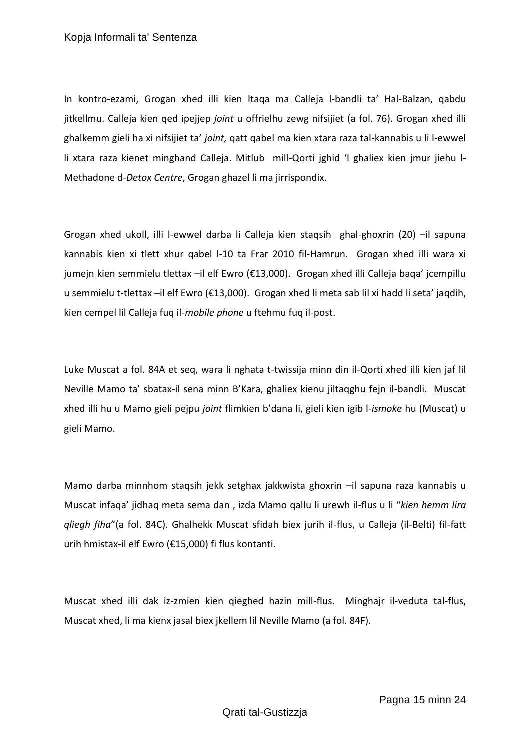In kontro-ezami, Grogan xhed illi kien ltaqa ma Calleja l-bandli ta' Hal-Balzan, qabdu jitkellmu. Calleja kien qed ipejjep *joint* u offrielhu zewg nifsijiet (a fol. 76). Grogan xhed illi ghalkemm gieli ha xi nifsijiet ta' *joint,* qatt qabel ma kien xtara raza tal-kannabis u li l-ewwel li xtara raza kienet minghand Calleja. Mitlub mill-Qorti jghid 'l ghaliex kien jmur jiehu l-Methadone d-*Detox Centre*, Grogan ghazel li ma jirrispondix.

Grogan xhed ukoll, illi l-ewwel darba li Calleja kien staqsih ghal-ghoxrin (20) –il sapuna kannabis kien xi tlett xhur qabel l-10 ta Frar 2010 fil-Hamrun. Grogan xhed illi wara xi jumejn kien semmielu tlettax –il elf Ewro (€13,000). Grogan xhed illi Calleja baqa' jcempillu u semmielu t-tlettax –il elf Ewro (€13,000). Grogan xhed li meta sab lil xi hadd li seta' jaqdih, kien cempel lil Calleja fuq il-*mobile phone* u ftehmu fuq il-post.

Luke Muscat a fol. 84A et seq, wara li nghata t-twissija minn din il-Qorti xhed illi kien jaf lil Neville Mamo ta' sbatax-il sena minn B'Kara, ghaliex kienu jiltaqghu fejn il-bandli. Muscat xhed illi hu u Mamo gieli pejpu *joint* flimkien b'dana li, gieli kien igib l-*ismoke* hu (Muscat) u gieli Mamo.

Mamo darba minnhom staqsih jekk setghax jakkwista ghoxrin –il sapuna raza kannabis u Muscat infaqa' jidhaq meta sema dan , izda Mamo qallu li urewh il-flus u li "*kien hemm lira qliegh fiha*"(a fol. 84C). Ghalhekk Muscat sfidah biex jurih il-flus, u Calleja (il-Belti) fil-fatt urih hmistax-il elf Ewro (€15,000) fi flus kontanti.

Muscat xhed illi dak iz-zmien kien qieghed hazin mill-flus. Minghajr il-veduta tal-flus, Muscat xhed, li ma kienx jasal biex jkellem lil Neville Mamo (a fol. 84F).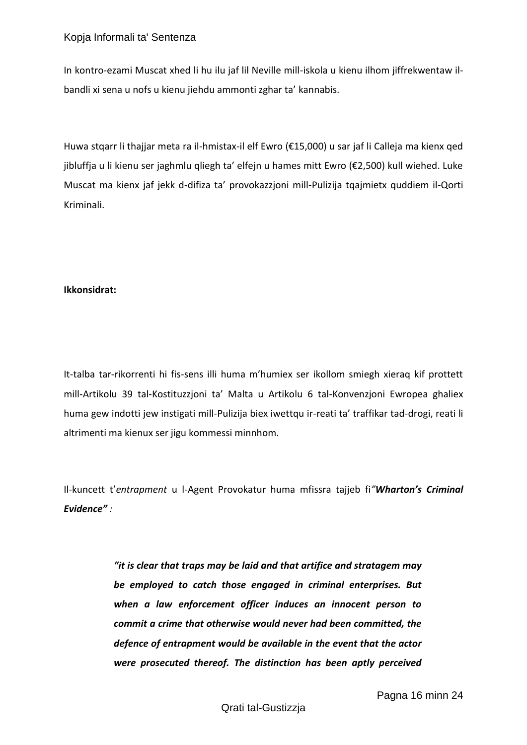In kontro-ezami Muscat xhed li hu ilu jaf lil Neville mill-iskola u kienu ilhom jiffrekwentaw il-bandli xi sena u nofs u kienu jiehdu ammonti zghar ta' kannabis.

Huwa stqarr li thajjar meta ra il-hmistax-il elf Ewro (€15,000) u sar jaf li Calleja ma kienx qed jibluffja u li kienu ser jaghmlu qliegh ta' elfejn u hames mitt Ewro (€2,500) kull wiehed. Luke Muscat ma kienx jaf jekk d-difiza ta' provokazzjoni mill-Pulizija tqajmietx quddiem il-Qorti Kriminali.

**Ikkonsidrat:**

It-talba tar-rikorrenti hi fis-sens illi huma m'humiex ser ikollom smiegh xieraq kif prottett mill-Artikolu 39 tal-Kostituzzjoni ta' Malta u Artikolu 6 tal-Konvenzjoni Ewropea ghaliex huma gew indotti jew instigati mill-Pulizija biex iwettqu ir-reati ta' traffikar tad-drogi, reati li altrimenti ma kienux ser jigu kommessi minnhom.

Il-kuncett t'*entrapment* u l-Agent Provokatur huma mfissra tajjeb fi*"**Wharton's Criminal Evidence**" :*

> ***"it is clear that traps may be laid and that artifice and stratagem may be employed to catch those engaged in criminal enterprises. But when a law enforcement officer induces an innocent person to commit a crime that otherwise would never had been committed, the defence of entrapment would be available in the event that the actor were prosecuted thereof. The distinction has been aptly perceived***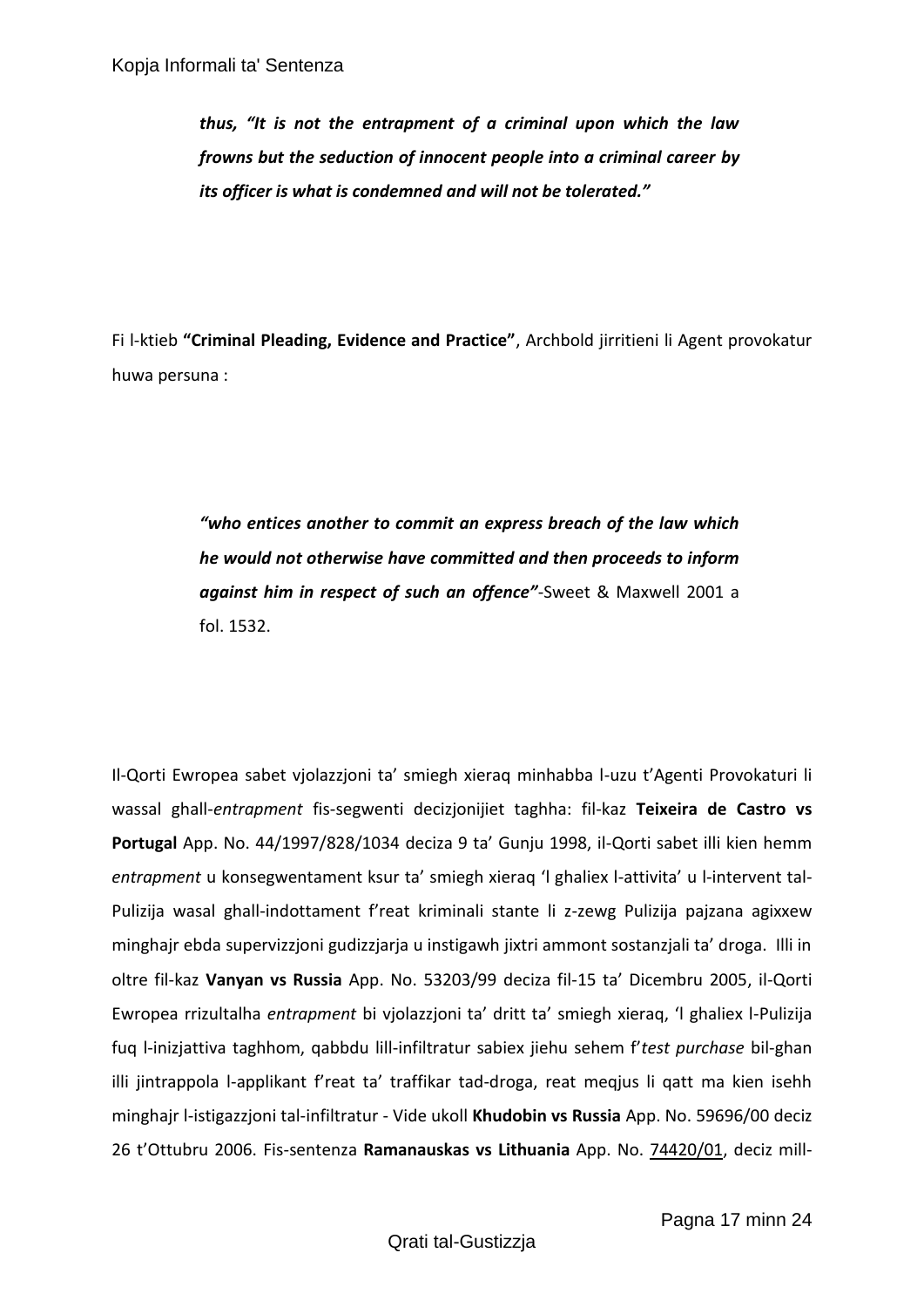*thus, “It is not the entrapment of a criminal upon which the law frowns but the seduction of innocent people into a criminal career by its officer is what is condemned and will not be tolerated.”*

Fi l-ktieb **“Criminal Pleading, Evidence and Practice”**, Archbold jirritieni li Agent provokatur huwa persuna :

> ***“who entices another to commit an express breach of the law which he would not otherwise have committed and then proceeds to inform against him in respect of such an offence”***-Sweet & Maxwell 2001 a fol. 1532.

Il-Qorti Ewropea sabet vjolazzjoni ta’ smiegh xieraq minhabba l-uzu t’Agenti Provokaturi li wassal ghall-*entrapment* fis-segwenti decizjonijiet taghha: fil-kaz **Teixeira de Castro vs Portugal** App. No. 44/1997/828/1034 deciza 9 ta’ Gunju 1998, il-Qorti sabet illi kien hemm *entrapment* u konsegwentament ksur ta’ smiegh xieraq ‘l ghaliex l-attivita’ u l-intervent tal-Pulizija wasal ghall-indottament f’reat kriminali stante li z-zewg Pulizija pajzana agixxew minghajr ebda supervizzjoni gudizzjarja u instigawh jixtri ammont sostanzjali ta’ droga. Illi in oltre fil-kaz **Vanyan vs Russia** App. No. 53203/99 deciza fil-15 ta’ Dicembru 2005, il-Qorti Ewropea rrizultalha *entrapment* bi vjolazzjoni ta’ dritt ta’ smiegh xieraq, ‘l ghaliex l-Pulizija fuq l-inizjattiva taghhom, qabbdu lill-infiltratur sabiex jiehu sehem f’*test purchase* bil-ghan illi jintrappola l-applikant f’reat ta’ traffikar tad-droga, reat meqjus li qatt ma kien isehh minghajr l-istigazzjoni tal-infiltratur - Vide ukoll **Khudobin vs Russia** App. No. 59696/00 deciz 26 t’Ottubru 2006. Fis-sentenza **Ramanauskas vs Lithuania** App. No. 74420/01, deciz mill-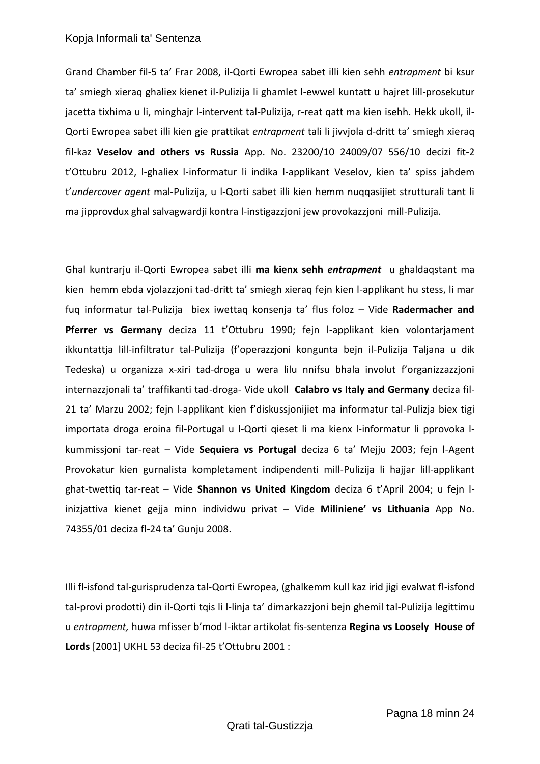Grand Chamber fil-5 ta' Frar 2008, il-Qorti Ewropea sabet illi kien sehh *entrapment* bi ksur ta' smiegh xieraq ghaliex kienet il-Pulizija li ghamlet l-ewwel kuntatt u hajret lill-prosekutur jacetta tixhima u li, minghajr l-intervent tal-Pulizija, r-reat qatt ma kien isehh. Hekk ukoll, il-Qorti Ewropea sabet illi kien gie prattikat *entrapment* tali li jivvjola d-dritt ta' smiegh xieraq fil-kaz **Veselov and others vs Russia** App. No. 23200/10 24009/07 556/10 decizi fit-2 t'Ottubru 2012, l-ghaliex l-informatur li indika l-applikant Veselov, kien ta' spiss jahdem t'*undercover agent* mal-Pulizija, u l-Qorti sabet illi kien hemm nuqqasijiet strutturali tant li ma jipprovdux ghal salvagwardji kontra l-instigazzjoni jew provokazzjoni mill-Pulizija.

Ghal kuntrarju il-Qorti Ewropea sabet illi **ma kienx sehh *entrapment*** u ghaldaqstant ma kien hemm ebda vjolazzjoni tad-dritt ta' smiegh xieraq fejn kien l-applikant hu stess, li mar fuq informatur tal-Pulizija biex iwettaq konsenja ta' flus foloz – Vide **Radermacher and Pferrer vs Germany** deciza 11 t'Ottubru 1990; fejn l-applikant kien volontarjament ikkuntattja lill-infiltratur tal-Pulizija (f'operazzjoni kongunta bejn il-Pulizija Taljana u dik Tedeska) u organizza x-xiri tad-droga u wera lilu nnifsu bhala involut f'organizzazzjoni internazzjonali ta' traffikanti tad-droga- Vide ukoll **Calabro vs Italy and Germany** deciza fil-21 ta' Marzu 2002; fejn l-applikant kien f'diskussjonijiet ma informatur tal-Pulizja biex tigi importata droga eroina fil-Portugal u l-Qorti qieset li ma kienx l-informatur li pprovoka l-kummissjoni tar-reat – Vide **Sequiera vs Portugal** deciza 6 ta' Mejju 2003; fejn l-Agent Provokatur kien gurnalista kompletament indipendenti mill-Pulizija li hajjar lill-applikant ghat-twettiq tar-reat – Vide **Shannon vs United Kingdom** deciza 6 t'April 2004; u fejn l-inizjattiva kienet gejja minn individwu privat – Vide **Miliniene' vs Lithuania** App No. 74355/01 deciza fl-24 ta' Gunju 2008.

Illi fl-isfond tal-gurisprudenza tal-Qorti Ewropea, (ghalkemm kull kaz irid jigi evalwat fl-isfond tal-provi prodotti) din il-Qorti tqis li l-linja ta' dimarkazzjoni bejn ghemil tal-Pulizija legittimu u *entrapment,* huwa mfisser b'mod l-iktar artikolat fis-sentenza **Regina vs Loosely House of Lords** [2001] UKHL 53 deciza fil-25 t'Ottubru 2001 :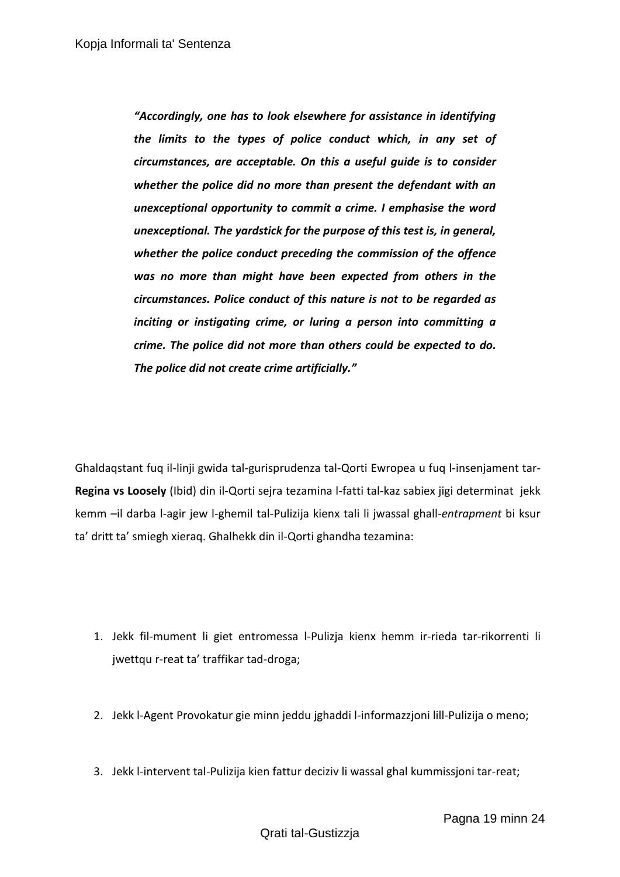> ***"Accordingly, one has to look elsewhere for assistance in identifying the limits to the types of police conduct which, in any set of circumstances, are acceptable. On this a useful guide is to consider whether the police did no more than present the defendant with an unexceptional opportunity to commit a crime. I emphasise the word unexceptional. The yardstick for the purpose of this test is, in general, whether the police conduct preceding the commission of the offence was no more than might have been expected from others in the circumstances. Police conduct of this nature is not to be regarded as inciting or instigating crime, or luring a person into committing a crime. The police did not more than others could be expected to do. The police did not create crime artificially."***

Ghaldaqstant fuq il-linji gwida tal-gurisprudenza tal-Qorti Ewropea u fuq l-insenjament tar-**Regina vs Loosely** (Ibid) din il-Qorti sejra tezamina l-fatti tal-kaz sabiex jigi determinat jekk kemm –il darba l-agir jew l-ghemil tal-Pulizija kienx tali li jwassal ghall-*entrapment* bi ksur ta' dritt ta' smiegh xieraq. Ghalhekk din il-Qorti ghandha tezamina:

1. Jekk fil-mument li giet entromessa l-Pulizja kienx hemm ir-rieda tar-rikorrenti li jwettqu r-reat ta' traffikar tad-droga;

2. Jekk l-Agent Provokatur gie minn jeddu jghaddi l-informazzjoni lill-Pulizija o meno;

3. Jekk l-intervent tal-Pulizija kien fattur deciziv li wassal ghal kummissjoni tar-reat;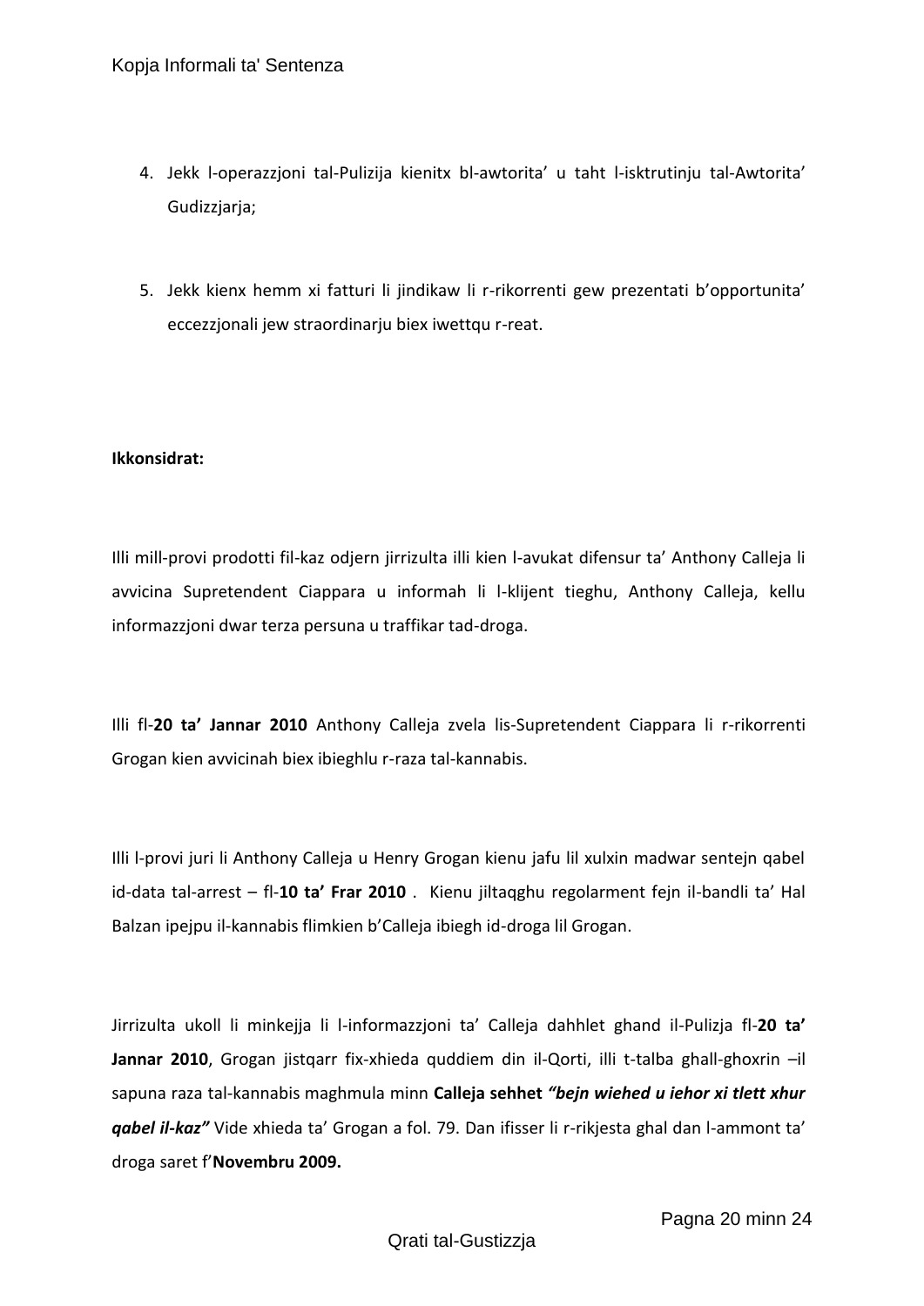4. Jekk l-operazzjoni tal-Pulizija kienitx bl-awtorita' u taht l-isktrutinju tal-Awtorita' Gudizzjarja;

5. Jekk kienx hemm xi fatturi li jindikaw li r-rikorrenti gew prezentati b'opportunita' eccezzjonali jew straordinarju biex iwettqu r-reat.

**Ikkonsidrat:**

Illi mill-provi prodotti fil-kaz odjern jirrizulta illi kien l-avukat difensur ta' Anthony Calleja li avvicina Supretendent Ciappara u informah li l-klijent tieghu, Anthony Calleja, kellu informazzjoni dwar terza persuna u traffikar tad-droga.

Illi fl-**20 ta' Jannar 2010** Anthony Calleja zvela lis-Supretendent Ciappara li r-rikorrenti Grogan kien avvicinah biex ibieghlu r-raza tal-kannabis.

Illi l-provi juri li Anthony Calleja u Henry Grogan kienu jafu lil xulxin madwar sentejn qabel id-data tal-arrest – fl-**10 ta' Frar 2010** . Kienu jiltaqghu regolarment fejn il-bandli ta' Hal Balzan ipejpu il-kannabis flimkien b'Calleja ibiegh id-droga lil Grogan.

Jirrizulta ukoll li minkejja li l-informazzjoni ta' Calleja dahhlet ghand il-Pulizja fl-**20 ta' Jannar 2010**, Grogan jistqarr fix-xhieda quddiem din il-Qorti, illi t-talba ghall-ghoxrin –il sapuna raza tal-kannabis maghmula minn **Calleja sehhet *"bejn wiehed u iehor xi tlett xhur qabel il-kaz"*** Vide xhieda ta' Grogan a fol. 79. Dan ifisser li r-rikjesta ghal dan l-ammont ta' droga saret f'**Novembru 2009.**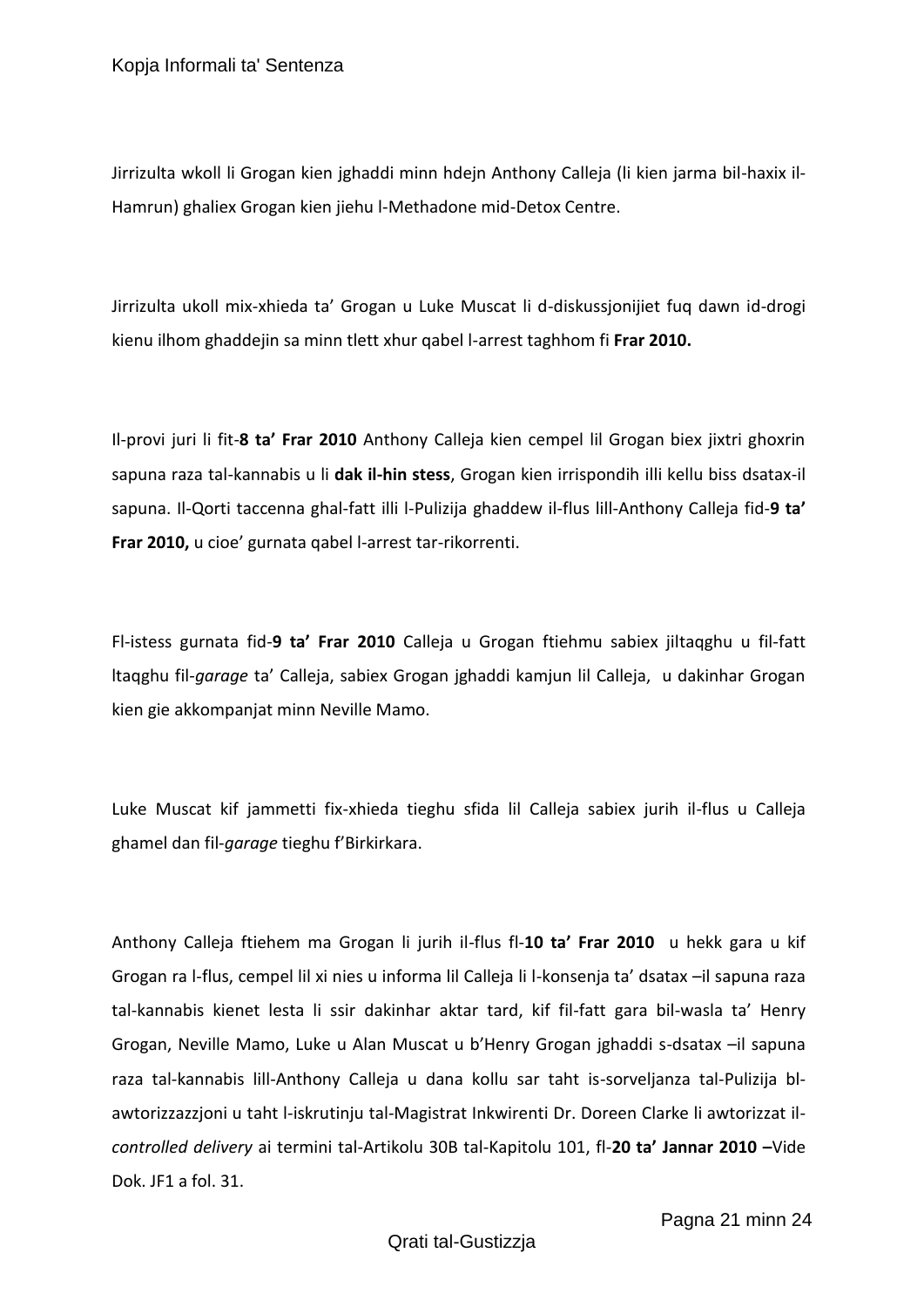Jirrizulta wkoll li Grogan kien jghaddi minn hdejn Anthony Calleja (li kien jarma bil-haxix il-Hamrun) ghaliex Grogan kien jiehu l-Methadone mid-Detox Centre.

Jirrizulta ukoll mix-xhieda ta' Grogan u Luke Muscat li d-diskussjonijiet fuq dawn id-drogi kienu ilhom ghaddejin sa minn tlett xhur qabel l-arrest taghhom fi **Frar 2010.**

Il-provi juri li fit-**8 ta' Frar 2010** Anthony Calleja kien cempel lil Grogan biex jixtri ghoxrin sapuna raza tal-kannabis u li **dak il-hin stess**, Grogan kien irrispondih illi kellu biss dsatax-il sapuna. Il-Qorti taccenna ghal-fatt illi l-Pulizija ghaddew il-flus lill-Anthony Calleja fid-**9 ta' Frar 2010,** u cioe' gurnata qabel l-arrest tar-rikorrenti.

Fl-istess gurnata fid-**9 ta' Frar 2010** Calleja u Grogan ftiehmu sabiex jiltaqghu u fil-fatt ltaqghu fil-*garage* ta' Calleja, sabiex Grogan jghaddi kamjun lil Calleja, u dakinhar Grogan kien gie akkompanjat minn Neville Mamo.

Luke Muscat kif jammetti fix-xhieda tieghu sfida lil Calleja sabiex jurih il-flus u Calleja ghamel dan fil-*garage* tieghu f'Birkirkara.

Anthony Calleja ftiehem ma Grogan li jurih il-flus fl-**10 ta' Frar 2010** u hekk gara u kif Grogan ra l-flus, cempel lil xi nies u informa lil Calleja li l-konsenja ta' dsatax –il sapuna raza tal-kannabis kienet lesta li ssir dakinhar aktar tard, kif fil-fatt gara bil-wasla ta' Henry Grogan, Neville Mamo, Luke u Alan Muscat u b'Henry Grogan jghaddi s-dsatax –il sapuna raza tal-kannabis lill-Anthony Calleja u dana kollu sar taht is-sorveljanza tal-Pulizija bl-awtorizzazzjoni u taht l-iskrutinju tal-Magistrat Inkwirenti Dr. Doreen Clarke li awtorizzat il-*controlled delivery* ai termini tal-Artikolu 30B tal-Kapitolu 101, fl-**20 ta' Jannar 2010 –**Vide Dok. JF1 a fol. 31.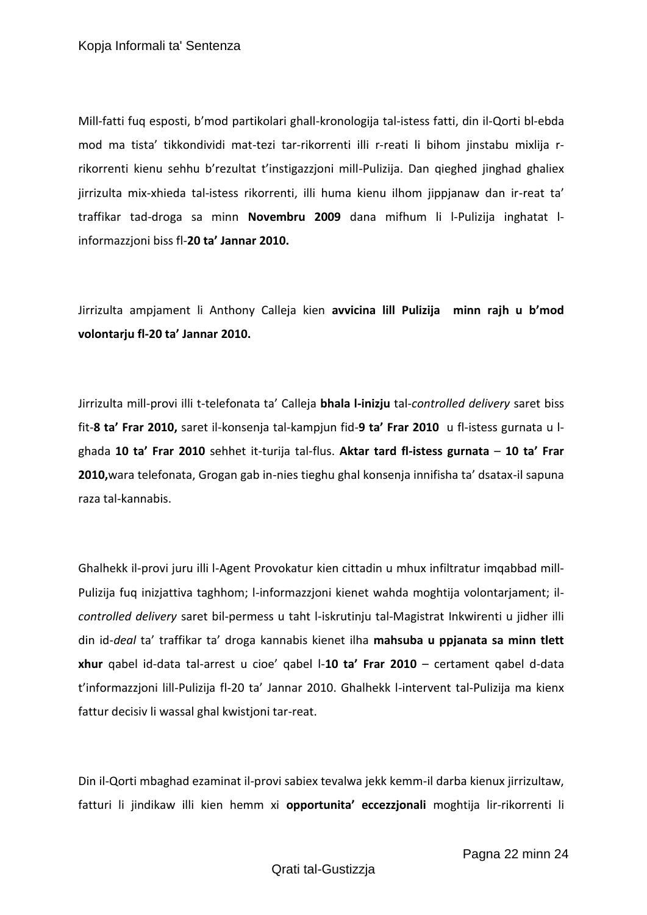Mill-fatti fuq esposti, b'mod partikolari ghall-kronologija tal-istess fatti, din il-Qorti bl-ebda mod ma tista' tikkondividi mat-tezi tar-rikorrenti illi r-reati li bihom jinstabu mixlija r-rikorrenti kienu sehhu b'rezultat t'instigazzjoni mill-Pulizija. Dan qieghed jinghad ghaliex jirrizulta mix-xhieda tal-istess rikorrenti, illi huma kienu ilhom jippjanaw dan ir-reat ta' traffikar tad-droga sa minn **Novembru 2009** dana mifhum li l-Pulizija inghatat l-informazzjoni biss fl-**20 ta' Jannar 2010.**

Jirrizulta ampjament li Anthony Calleja kien **avvicina lill Pulizija minn rajh u b'mod volontarju fl-20 ta' Jannar 2010.**

Jirrizulta mill-provi illi t-telefonata ta' Calleja **bhala l-inizju** tal-*controlled delivery* saret biss fit-**8 ta' Frar 2010,** saret il-konsenja tal-kampjun fid-**9 ta' Frar 2010** u fl-istess gurnata u l-ghada **10 ta' Frar 2010** sehhet it-turija tal-flus. **Aktar tard fl-istess gurnata** – **10 ta' Frar 2010,**wara telefonata, Grogan gab in-nies tieghu ghal konsenja innifisha ta' dsatax-il sapuna raza tal-kannabis.

Ghalhekk il-provi juru illi l-Agent Provokatur kien cittadin u mhux infiltratur imqabbad mill-Pulizija fuq inizjattiva taghhom; l-informazzjoni kienet wahda moghtija volontarjament; il-*controlled delivery* saret bil-permess u taht l-iskrutinju tal-Magistrat Inkwirenti u jidher illi din id-*deal* ta' traffikar ta' droga kannabis kienet ilha **mahsuba u ppjanata sa minn tlett xhur** qabel id-data tal-arrest u cioe' qabel l-**10 ta' Frar 2010** – certament qabel d-data t'informazzjoni lill-Pulizija fl-20 ta' Jannar 2010. Ghalhekk l-intervent tal-Pulizija ma kienx fattur decisiv li wassal ghal kwistjoni tar-reat.

Din il-Qorti mbaghad ezaminat il-provi sabiex tevalwa jekk kemm-il darba kienux jirrizultaw, fatturi li jindikaw illi kien hemm xi **opportunita' eccezzjonali** moghtija lir-rikorrenti li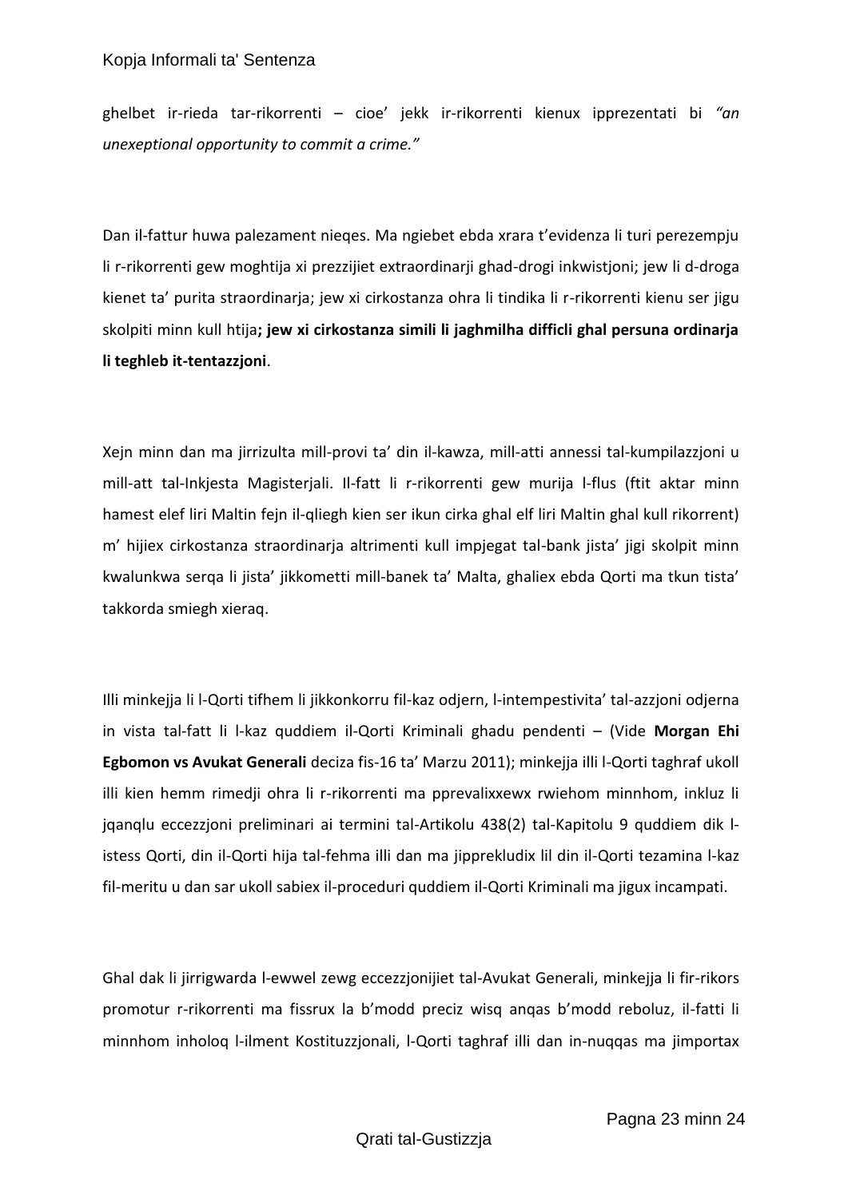ghelbet ir-rieda tar-rikorrenti – cioe' jekk ir-rikorrenti kienux pprezentati bi *"an unexceptional opportunity to commit a crime."*

Dan il-fattur huwa palezament nieqes. Ma ngiebet ebda xrara t'evidenza li turi perezempju li r-rikorrenti gew moghtija xi prezzijiet extraordinarji ghad-drogi inkwistjoni; jew li d-droga kienet ta' purita straordinarja; jew xi cirkostanza ohra li tindika li r-rikorrenti kienu ser jigu skolpiti minn kull htija**; jew xi cirkostanza simili li jaghmilha difficli ghal persuna ordinarja li teghleb it-tentazzjoni**.

Xejn minn dan ma jirrizulta mill-provi ta' din il-kawza, mill-atti annessi tal-kumpilazzjoni u mill-att tal-Inkjesta Magisterjali. Il-fatt li r-rikorrenti gew murija l-flus (ftit aktar minn hamest elef liri Maltin fejn il-qliegh kien ser ikun cirka ghal elf liri Maltin ghal kull rikorrent) m' hijiex cirkostanza straordinarja altrimenti kull impjegat tal-bank jista' jigi skolpit minn kwalunkwa serqa li jista' jikkometti mill-banek ta' Malta, ghaliex ebda Qorti ma tkun tista' takkorda smiegh xieraq.

Illi minkejja li l-Qorti tifhem li jikkonkorru fil-kaz odjern, l-intempestivita' tal-azzjoni odjerna in vista tal-fatt li l-kaz quddiem il-Qorti Kriminali ghadu pendenti – (Vide **Morgan Ehi Egbomon vs Avukat Generali** deciza fis-16 ta' Marzu 2011); minkejja illi l-Qorti taghraf ukoll illi kien hemm rimedji ohra li r-rikorrenti ma pprevalixxewx rwiehom minnhom, inkluz li jqanqlu eccezzjoni preliminari ai termini tal-Artikolu 438(2) tal-Kapitolu 9 quddiem dik l-istess Qorti, din il-Qorti hija tal-fehma illi dan ma jipprekludix lil din il-Qorti tezamina l-kaz fil-meritu u dan sar ukoll sabiex il-proceduri quddiem il-Qorti Kriminali ma jigux incampati.

Ghal dak li jirrigwarda l-ewwel zewg eccezzjonijiet tal-Avukat Generali, minkejja li fir-rikors promotur r-rikorrenti ma fissrux la b'modd preciz wisq anqas b'modd reboluz, il-fatti li minnhom inholoq l-ilment Kostituzzjonali, l-Qorti taghraf illi dan in-nuqqas ma jimportax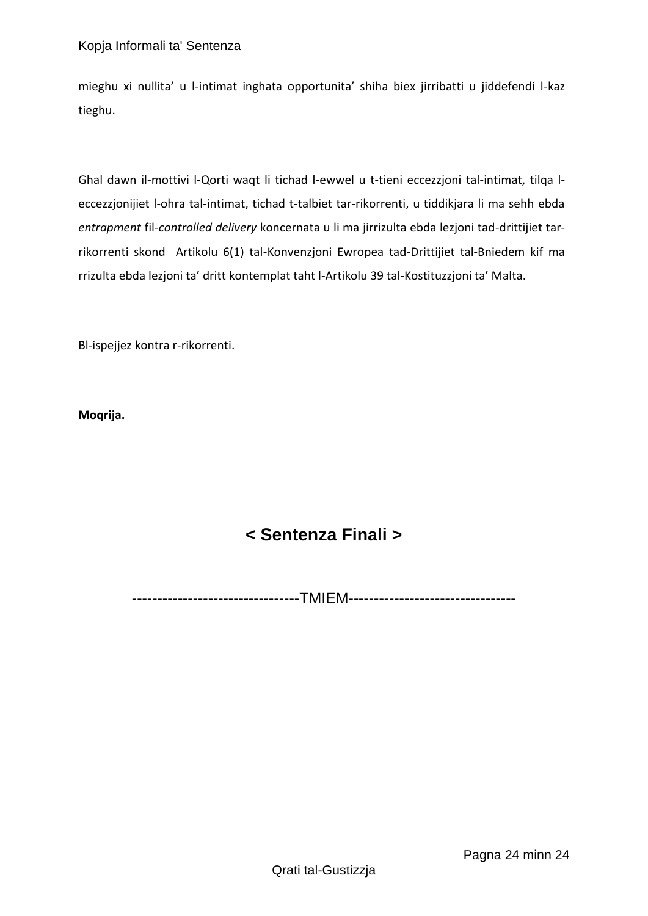mieghu xi nullita' u l-intimat inghata opportunita' shiha biex jirribatti u jiddefendi l-kaz tieghu.

Ghal dawn il-mottivi l-Qorti waqt li tichad l-ewwel u t-tieni eccezzjoni tal-intimat, tilqa l-eccezzjonijiet l-ohra tal-intimat, tichad t-talbiet tar-rikorrenti, u tiddikjara li ma sehh ebda *entrapment* fil-*controlled delivery* koncernata u li ma jirrizulta ebda lezjoni tad-drittijiet tar-rikorrenti skond Artikolu 6(1) tal-Konvenzjoni Ewropea tad-Drittijiet tal-Bniedem kif ma rrizulta ebda lezjoni ta' dritt kontemplat taht l-Artikolu 39 tal-Kostituzzjoni ta' Malta.

Bl-ispejjez kontra r-rikorrenti.

**Moqrija.**

## < Sentenza Finali >

---------------------------------TMIEM---------------------------------